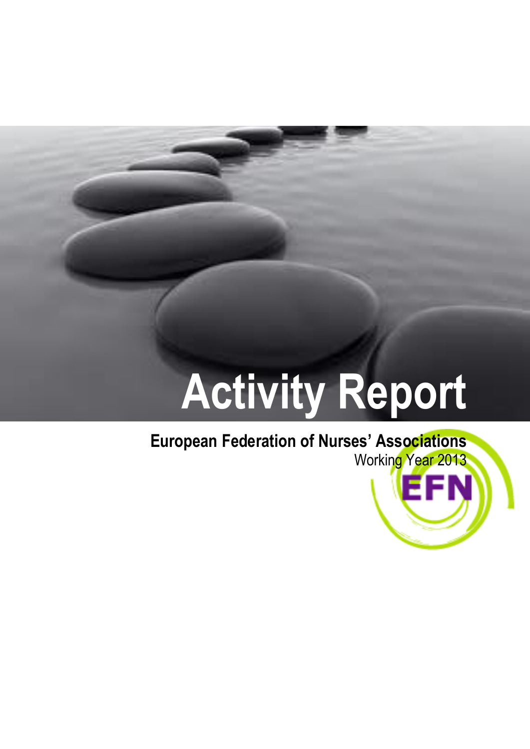# Activity Report

**European Federation of Nurses' Associations**

Working Year 2013

EFN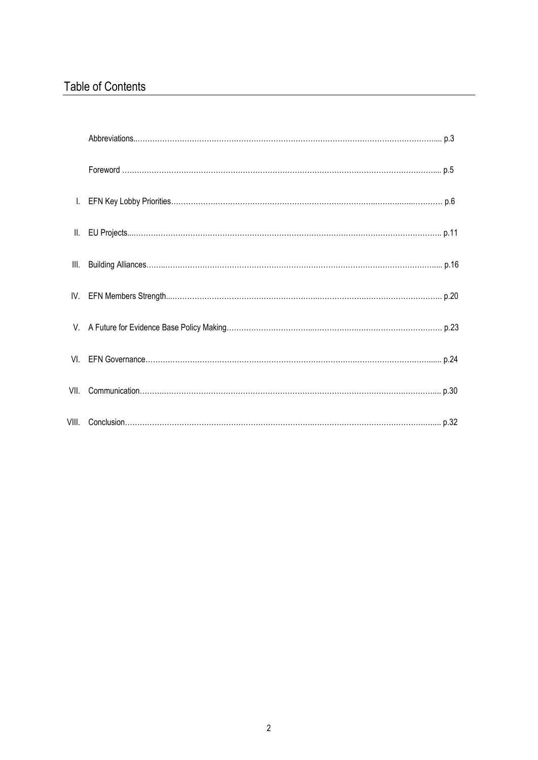# Table of Contents

| | | |
|---|---|---|
| | Abbreviations | p.3 |
| | Foreword | p.5 |
| I. | EFN Key Lobby Priorities | p.6 |
| II. | EU Projects | p.11 |
| III. | Building Alliances | p.16 |
| IV. | EFN Members Strength | p.20 |
| V. | A Future for Evidence Base Policy Making | p.23 |
| VI. | EFN Governance | p.24 |
| VII. | Communication | p.30 |
| VIII. | Conclusion | p.32 |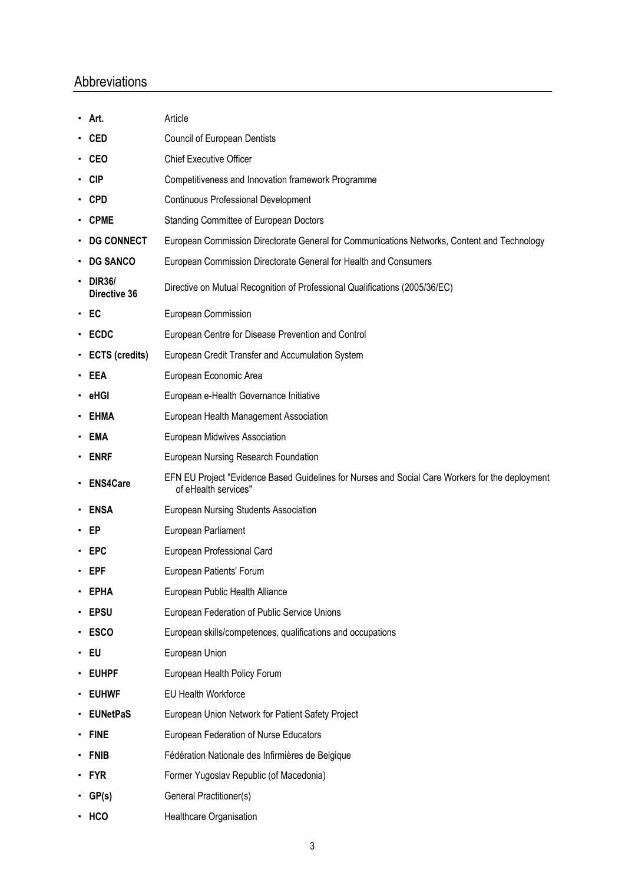## Abbreviations

- **Art.** Article
- **CED** Council of European Dentists
- **CEO** Chief Executive Officer
- **CIP** Competitiveness and Innovation framework Programme
- **CPD** Continuous Professional Development
- **CPME** Standing Committee of European Doctors
- **DG CONNECT** European Commission Directorate General for Communications Networks, Content and Technology
- **DG SANCO** European Commission Directorate General for Health and Consumers
- **DIR36/ Directive 36** Directive on Mutual Recognition of Professional Qualifications (2005/36/EC)
- **EC** European Commission
- **ECDC** European Centre for Disease Prevention and Control
- **ECTS (credits)** European Credit Transfer and Accumulation System
- **EEA** European Economic Area
- **eHGI** European e-Health Governance Initiative
- **EHMA** European Health Management Association
- **EMA** European Midwives Association
- **ENRF** European Nursing Research Foundation
- **ENS4Care** EFN EU Project "Evidence Based Guidelines for Nurses and Social Care Workers for the deployment of eHealth services"
- **ENSA** European Nursing Students Association
- **EP** European Parliament
- **EPC** European Professional Card
- **EPF** European Patients' Forum
- **EPHA** European Public Health Alliance
- **EPSU** European Federation of Public Service Unions
- **ESCO** European skills/competences, qualifications and occupations
- **EU** European Union
- **EUHPF** European Health Policy Forum
- **EUHWF** EU Health Workforce
- **EUNetPaS** European Union Network for Patient Safety Project
- **FINE** European Federation of Nurse Educators
- **FNIB** Fédération Nationale des Infirmières de Belgique
- **FYR** Former Yugoslav Republic (of Macedonia)
- **GP(s)** General Practitioner(s)
- **HCO** Healthcare Organisation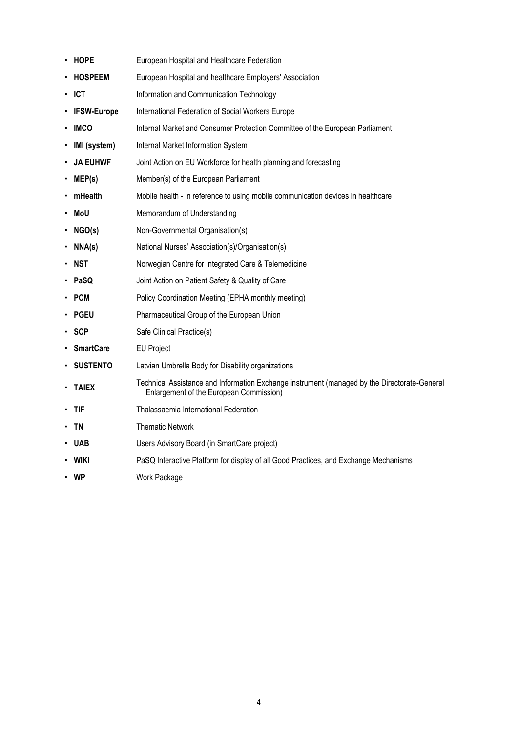- **HOPE** European Hospital and Healthcare Federation
- **HOSPEEM** European Hospital and healthcare Employers' Association
- **ICT** Information and Communication Technology
- **IFSW-Europe** International Federation of Social Workers Europe
- **IMCO** Internal Market and Consumer Protection Committee of the European Parliament
- **IMI (system)** Internal Market Information System
- **JA EUHWF** Joint Action on EU Workforce for health planning and forecasting
- **MEP(s)** Member(s) of the European Parliament
- **mHealth** Mobile health - in reference to using mobile communication devices in healthcare
- **MoU** Memorandum of Understanding
- **NGO(s)** Non-Governmental Organisation(s)
- **NNA(s)** National Nurses' Association(s)/Organisation(s)
- **NST** Norwegian Centre for Integrated Care & Telemedicine
- **PaSQ** Joint Action on Patient Safety & Quality of Care
- **PCM** Policy Coordination Meeting (EPHA monthly meeting)
- **PGEU** Pharmaceutical Group of the European Union
- **SCP** Safe Clinical Practice(s)
- **SmartCare** EU Project
- **SUSTENTO** Latvian Umbrella Body for Disability organizations
- **TAIEX** Technical Assistance and Information Exchange instrument (managed by the Directorate-General Enlargement of the European Commission)
- **TIF** Thalassaemia International Federation
- **TN** Thematic Network
- **UAB** Users Advisory Board (in SmartCare project)
- **WIKI** PaSQ Interactive Platform for display of all Good Practices, and Exchange Mechanisms
- **WP** Work Package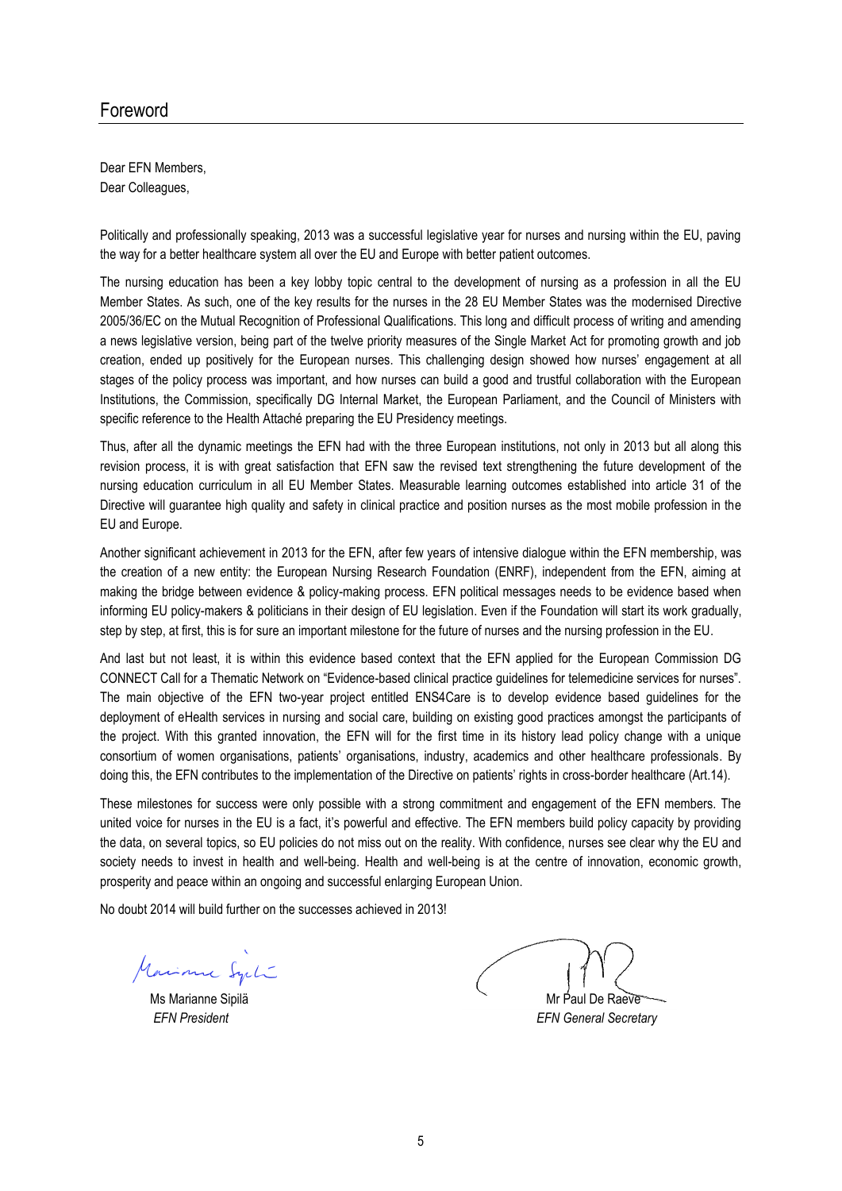# Foreword

Dear EFN Members,
Dear Colleagues,

Politically and professionally speaking, 2013 was a successful legislative year for nurses and nursing within the EU, paving the way for a better healthcare system all over the EU and Europe with better patient outcomes.

The nursing education has been a key lobby topic central to the development of nursing as a profession in all the EU Member States. As such, one of the key results for the nurses in the 28 EU Member States was the modernised Directive 2005/36/EC on the Mutual Recognition of Professional Qualifications. This long and difficult process of writing and amending a news legislative version, being part of the twelve priority measures of the Single Market Act for promoting growth and job creation, ended up positively for the European nurses. This challenging design showed how nurses' engagement at all stages of the policy process was important, and how nurses can build a good and trustful collaboration with the European Institutions, the Commission, specifically DG Internal Market, the European Parliament, and the Council of Ministers with specific reference to the Health Attaché preparing the EU Presidency meetings.

Thus, after all the dynamic meetings the EFN had with the three European institutions, not only in 2013 but all along this revision process, it is with great satisfaction that EFN saw the revised text strengthening the future development of the nursing education curriculum in all EU Member States. Measurable learning outcomes established into article 31 of the Directive will guarantee high quality and safety in clinical practice and position nurses as the most mobile profession in the EU and Europe.

Another significant achievement in 2013 for the EFN, after few years of intensive dialogue within the EFN membership, was the creation of a new entity: the European Nursing Research Foundation (ENRF), independent from the EFN, aiming at making the bridge between evidence & policy-making process. EFN political messages needs to be evidence based when informing EU policy-makers & politicians in their design of EU legislation. Even if the Foundation will start its work gradually, step by step, at first, this is for sure an important milestone for the future of nurses and the nursing profession in the EU.

And last but not least, it is within this evidence based context that the EFN applied for the European Commission DG CONNECT Call for a Thematic Network on "Evidence-based clinical practice guidelines for telemedicine services for nurses". The main objective of the EFN two-year project entitled ENS4Care is to develop evidence based guidelines for the deployment of eHealth services in nursing and social care, building on existing good practices amongst the participants of the project. With this granted innovation, the EFN will for the first time in its history lead policy change with a unique consortium of women organisations, patients' organisations, industry, academics and other healthcare professionals. By doing this, the EFN contributes to the implementation of the Directive on patients' rights in cross-border healthcare (Art.14).

These milestones for success were only possible with a strong commitment and engagement of the EFN members. The united voice for nurses in the EU is a fact, it's powerful and effective. The EFN members build policy capacity by providing the data, on several topics, so EU policies do not miss out on the reality. With confidence, nurses see clear why the EU and society needs to invest in health and well-being. Health and well-being is at the centre of innovation, economic growth, prosperity and peace within an ongoing and successful enlarging European Union.

No doubt 2014 will build further on the successes achieved in 2013!

Ms Marianne Sipilä
*EFN President*

Mr Paul De Raeve
*EFN General Secretary*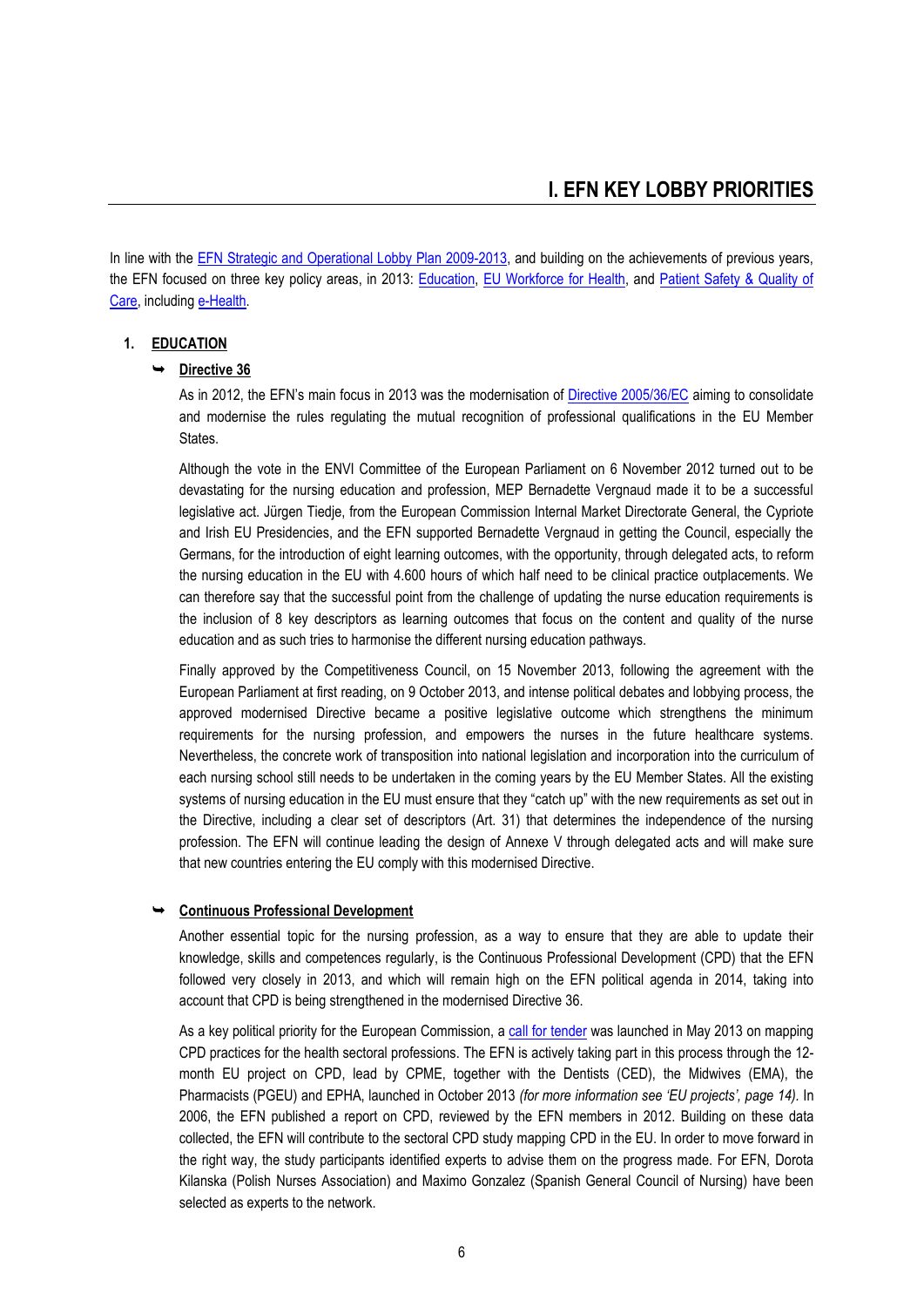# I. EFN KEY LOBBY PRIORITIES

In line with the EFN Strategic and Operational Lobby Plan 2009-2013, and building on the achievements of previous years, the EFN focused on three key policy areas, in 2013: Education, EU Workforce for Health, and Patient Safety & Quality of Care, including e-Health.

## 1. EDUCATION

### ➥ Directive 36

As in 2012, the EFN's main focus in 2013 was the modernisation of Directive 2005/36/EC aiming to consolidate and modernise the rules regulating the mutual recognition of professional qualifications in the EU Member States.

Although the vote in the ENVI Committee of the European Parliament on 6 November 2012 turned out to be devastating for the nursing education and profession, MEP Bernadette Vergnaud made it to be a successful legislative act. Jürgen Tiedje, from the European Commission Internal Market Directorate General, the Cypriote and Irish EU Presidencies, and the EFN supported Bernadette Vergnaud in getting the Council, especially the Germans, for the introduction of eight learning outcomes, with the opportunity, through delegated acts, to reform the nursing education in the EU with 4.600 hours of which half need to be clinical practice outplacements. We can therefore say that the successful point from the challenge of updating the nurse education requirements is the inclusion of 8 key descriptors as learning outcomes that focus on the content and quality of the nurse education and as such tries to harmonise the different nursing education pathways.

Finally approved by the Competitiveness Council, on 15 November 2013, following the agreement with the European Parliament at first reading, on 9 October 2013, and intense political debates and lobbying process, the approved modernised Directive became a positive legislative outcome which strengthens the minimum requirements for the nursing profession, and empowers the nurses in the future healthcare systems. Nevertheless, the concrete work of transposition into national legislation and incorporation into the curriculum of each nursing school still needs to be undertaken in the coming years by the EU Member States. All the existing systems of nursing education in the EU must ensure that they "catch up" with the new requirements as set out in the Directive, including a clear set of descriptors (Art. 31) that determines the independence of the nursing profession. The EFN will continue leading the design of Annexe V through delegated acts and will make sure that new countries entering the EU comply with this modernised Directive.

### ➥ Continuous Professional Development

Another essential topic for the nursing profession, as a way to ensure that they are able to update their knowledge, skills and competences regularly, is the Continuous Professional Development (CPD) that the EFN followed very closely in 2013, and which will remain high on the EFN political agenda in 2014, taking into account that CPD is being strengthened in the modernised Directive 36.

As a key political priority for the European Commission, a call for tender was launched in May 2013 on mapping CPD practices for the health sectoral professions. The EFN is actively taking part in this process through the 12-month EU project on CPD, lead by CPME, together with the Dentists (CED), the Midwives (EMA), the Pharmacists (PGEU) and EPHA, launched in October 2013 *(for more information see 'EU projects', page 14)*. In 2006, the EFN published a report on CPD, reviewed by the EFN members in 2012. Building on these data collected, the EFN will contribute to the sectoral CPD study mapping CPD in the EU. In order to move forward in the right way, the study participants identified experts to advise them on the progress made. For EFN, Dorota Kilanska (Polish Nurses Association) and Maximo Gonzalez (Spanish General Council of Nursing) have been selected as experts to the network.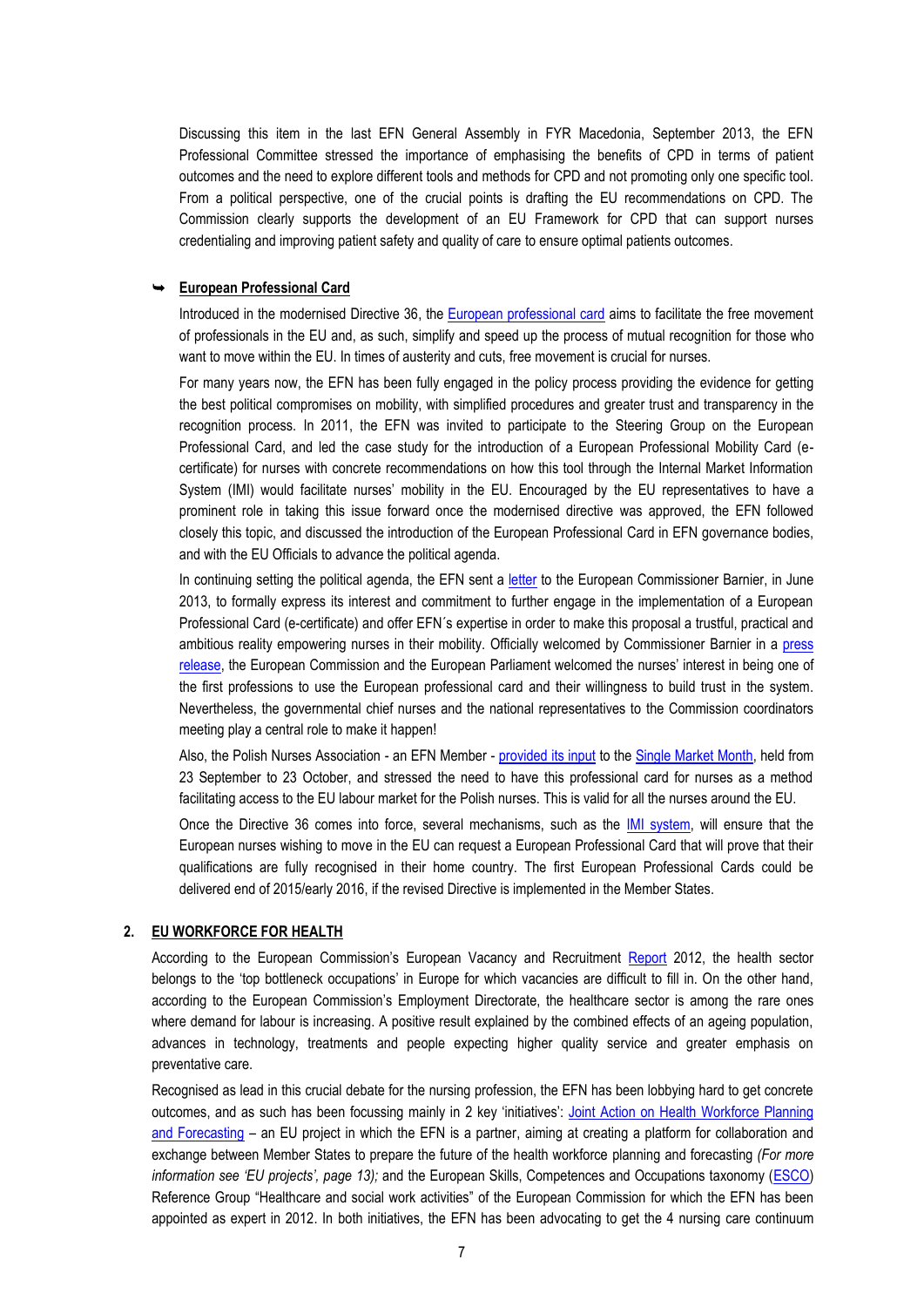Discussing this item in the last EFN General Assembly in FYR Macedonia, September 2013, the EFN Professional Committee stressed the importance of emphasising the benefits of CPD in terms of patient outcomes and the need to explore different tools and methods for CPD and not promoting only one specific tool. From a political perspective, one of the crucial points is drafting the EU recommendations on CPD. The Commission clearly supports the development of an EU Framework for CPD that can support nurses credentialing and improving patient safety and quality of care to ensure optimal patients outcomes.

- **European Professional Card**

Introduced in the modernised Directive 36, the European professional card aims to facilitate the free movement of professionals in the EU and, as such, simplify and speed up the process of mutual recognition for those who want to move within the EU. In times of austerity and cuts, free movement is crucial for nurses.

For many years now, the EFN has been fully engaged in the policy process providing the evidence for getting the best political compromises on mobility, with simplified procedures and greater trust and transparency in the recognition process. In 2011, the EFN was invited to participate to the Steering Group on the European Professional Card, and led the case study for the introduction of a European Professional Mobility Card (e-certificate) for nurses with concrete recommendations on how this tool through the Internal Market Information System (IMI) would facilitate nurses' mobility in the EU. Encouraged by the EU representatives to have a prominent role in taking this issue forward once the modernised directive was approved, the EFN followed closely this topic, and discussed the introduction of the European Professional Card in EFN governance bodies, and with the EU Officials to advance the political agenda.

In continuing setting the political agenda, the EFN sent a letter to the European Commissioner Barnier, in June 2013, to formally express its interest and commitment to further engage in the implementation of a European Professional Card (e-certificate) and offer EFN´s expertise in order to make this proposal a trustful, practical and ambitious reality empowering nurses in their mobility. Officially welcomed by Commissioner Barnier in a press release, the European Commission and the European Parliament welcomed the nurses' interest in being one of the first professions to use the European professional card and their willingness to build trust in the system. Nevertheless, the governmental chief nurses and the national representatives to the Commission coordinators meeting play a central role to make it happen!

Also, the Polish Nurses Association - an EFN Member - provided its input to the Single Market Month, held from 23 September to 23 October, and stressed the need to have this professional card for nurses as a method facilitating access to the EU labour market for the Polish nurses. This is valid for all the nurses around the EU.

Once the Directive 36 comes into force, several mechanisms, such as the IMI system, will ensure that the European nurses wishing to move in the EU can request a European Professional Card that will prove that their qualifications are fully recognised in their home country. The first European Professional Cards could be delivered end of 2015/early 2016, if the revised Directive is implemented in the Member States.

## 2. EU WORKFORCE FOR HEALTH

According to the European Commission's European Vacancy and Recruitment Report 2012, the health sector belongs to the 'top bottleneck occupations' in Europe for which vacancies are difficult to fill in. On the other hand, according to the European Commission's Employment Directorate, the healthcare sector is among the rare ones where demand for labour is increasing. A positive result explained by the combined effects of an ageing population, advances in technology, treatments and people expecting higher quality service and greater emphasis on preventative care.

Recognised as lead in this crucial debate for the nursing profession, the EFN has been lobbying hard to get concrete outcomes, and as such has been focussing mainly in 2 key 'initiatives': Joint Action on Health Workforce Planning and Forecasting – an EU project in which the EFN is a partner, aiming at creating a platform for collaboration and exchange between Member States to prepare the future of the health workforce planning and forecasting *(For more information see 'EU projects', page 13);* and the European Skills, Competences and Occupations taxonomy (ESCO) Reference Group "Healthcare and social work activities" of the European Commission for which the EFN has been appointed as expert in 2012. In both initiatives, the EFN has been advocating to get the 4 nursing care continuum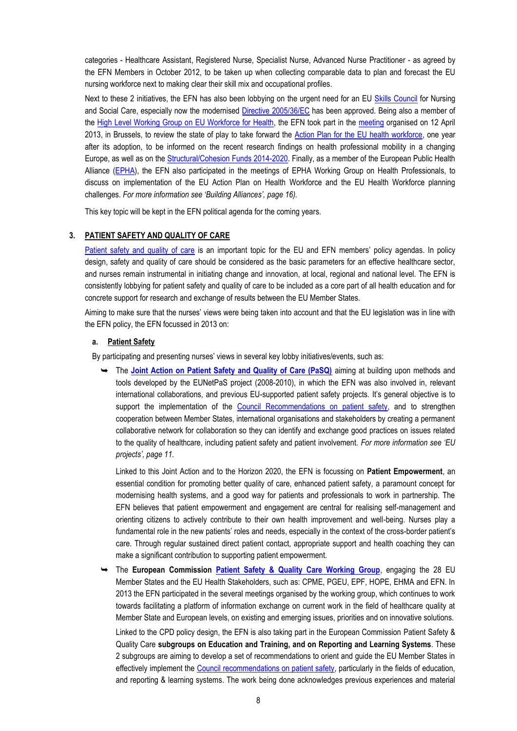categories - Healthcare Assistant, Registered Nurse, Specialist Nurse, Advanced Nurse Practitioner - as agreed by the EFN Members in October 2012, to be taken up when collecting comparable data to plan and forecast the EU nursing workforce next to making clear their skill mix and occupational profiles.

Next to these 2 initiatives, the EFN has also been lobbying on the urgent need for an EU Skills Council for Nursing and Social Care, especially now the modernised Directive 2005/36/EC has been approved. Being also a member of the High Level Working Group on EU Workforce for Health, the EFN took part in the meeting organised on 12 April 2013, in Brussels, to review the state of play to take forward the Action Plan for the EU health workforce, one year after its adoption, to be informed on the recent research findings on health professional mobility in a changing Europe, as well as on the Structural/Cohesion Funds 2014-2020. Finally, as a member of the European Public Health Alliance (EPHA), the EFN also participated in the meetings of EPHA Working Group on Health Professionals, to discuss on implementation of the EU Action Plan on Health Workforce and the EU Health Workforce planning challenges. *For more information see 'Building Alliances', page 16).*

This key topic will be kept in the EFN political agenda for the coming years.

## 3. PATIENT SAFETY AND QUALITY OF CARE

Patient safety and quality of care is an important topic for the EU and EFN members' policy agendas. In policy design, safety and quality of care should be considered as the basic parameters for an effective healthcare sector, and nurses remain instrumental in initiating change and innovation, at local, regional and national level. The EFN is consistently lobbying for patient safety and quality of care to be included as a core part of all health education and for concrete support for research and exchange of results between the EU Member States.

Aiming to make sure that the nurses' views were being taken into account and that the EU legislation was in line with the EFN policy, the EFN focussed in 2013 on:

### a. Patient Safety

By participating and presenting nurses' views in several key lobby initiatives/events, such as:

- The **Joint Action on Patient Safety and Quality of Care (PaSQ)** aiming at building upon methods and tools developed by the EUNetPaS project (2008-2010), in which the EFN was also involved in, relevant international collaborations, and previous EU-supported patient safety projects. It's general objective is to support the implementation of the Council Recommendations on patient safety, and to strengthen cooperation between Member States, international organisations and stakeholders by creating a permanent collaborative network for collaboration so they can identify and exchange good practices on issues related to the quality of healthcare, including patient safety and patient involvement. *For more information see 'EU projects', page 11.*

  Linked to this Joint Action and to the Horizon 2020, the EFN is focussing on **Patient Empowerment**, an essential condition for promoting better quality of care, enhanced patient safety, a paramount concept for modernising health systems, and a good way for patients and professionals to work in partnership. The EFN believes that patient empowerment and engagement are central for realising self-management and orienting citizens to actively contribute to their own health improvement and well-being. Nurses play a fundamental role in the new patients' roles and needs, especially in the context of the cross-border patient's care. Through regular sustained direct patient contact, appropriate support and health coaching they can make a significant contribution to supporting patient empowerment.

- The **European Commission Patient Safety & Quality Care Working Group**, engaging the 28 EU Member States and the EU Health Stakeholders, such as: CPME, PGEU, EPF, HOPE, EHMA and EFN. In 2013 the EFN participated in the several meetings organised by the working group, which continues to work towards facilitating a platform of information exchange on current work in the field of healthcare quality at Member State and European levels, on existing and emerging issues, priorities and on innovative solutions.

  Linked to the CPD policy design, the EFN is also taking part in the European Commission Patient Safety & Quality Care **subgroups on Education and Training, and on Reporting and Learning Systems**. These 2 subgroups are aiming to develop a set of recommendations to orient and guide the EU Member States in effectively implement the Council recommendations on patient safety, particularly in the fields of education, and reporting & learning systems. The work being done acknowledges previous experiences and material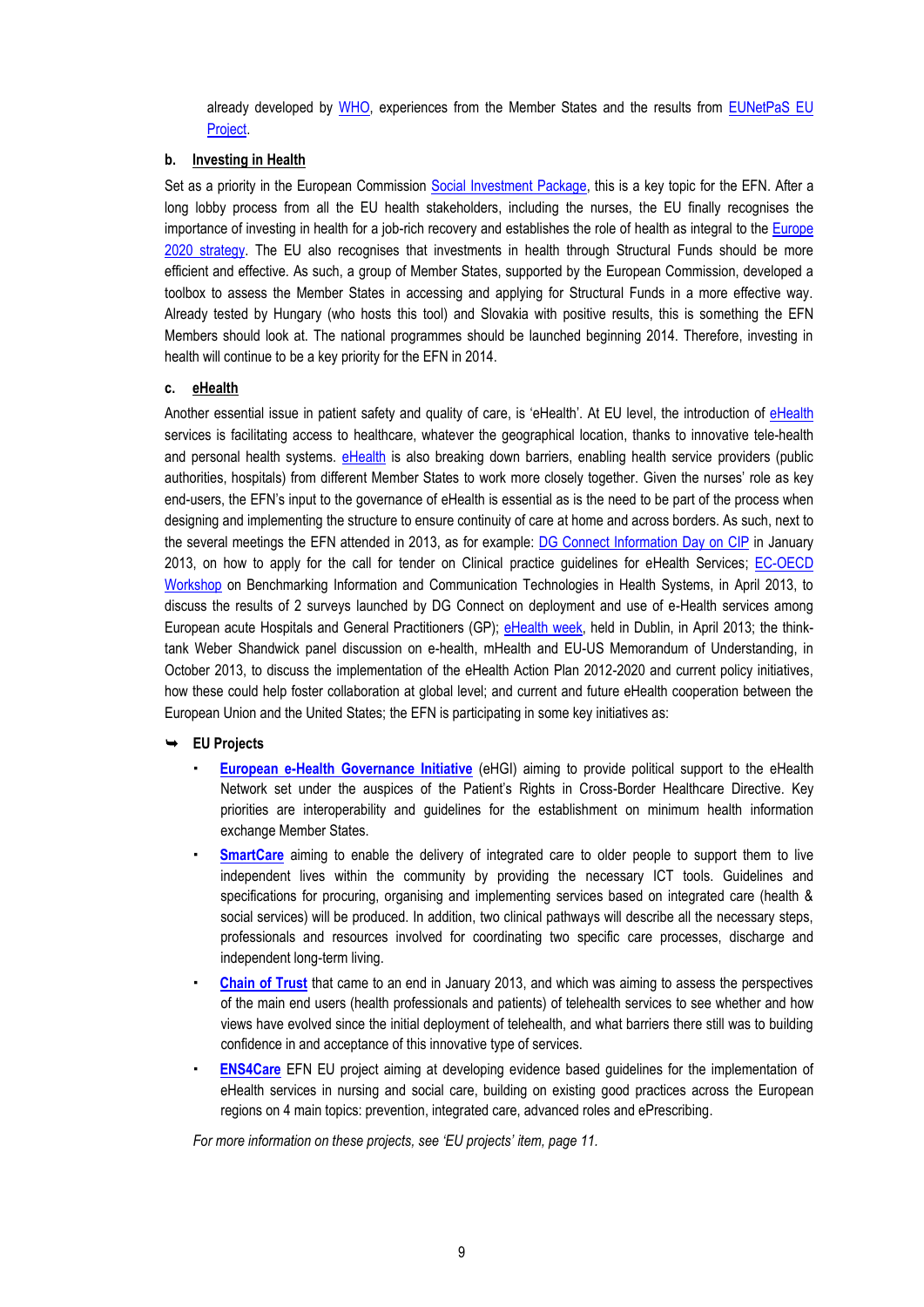already developed by WHO, experiences from the Member States and the results from EUNetPaS EU Project.

### b. Investing in Health

Set as a priority in the European Commission Social Investment Package, this is a key topic for the EFN. After a long lobby process from all the EU health stakeholders, including the nurses, the EU finally recognises the importance of investing in health for a job-rich recovery and establishes the role of health as integral to the Europe 2020 strategy. The EU also recognises that investments in health through Structural Funds should be more efficient and effective. As such, a group of Member States, supported by the European Commission, developed a toolbox to assess the Member States in accessing and applying for Structural Funds in a more effective way. Already tested by Hungary (who hosts this tool) and Slovakia with positive results, this is something the EFN Members should look at. The national programmes should be launched beginning 2014. Therefore, investing in health will continue to be a key priority for the EFN in 2014.

### c. eHealth

Another essential issue in patient safety and quality of care, is 'eHealth'. At EU level, the introduction of eHealth services is facilitating access to healthcare, whatever the geographical location, thanks to innovative tele-health and personal health systems. eHealth is also breaking down barriers, enabling health service providers (public authorities, hospitals) from different Member States to work more closely together. Given the nurses' role as key end-users, the EFN's input to the governance of eHealth is essential as is the need to be part of the process when designing and implementing the structure to ensure continuity of care at home and across borders. As such, next to the several meetings the EFN attended in 2013, as for example: DG Connect Information Day on CIP in January 2013, on how to apply for the call for tender on Clinical practice guidelines for eHealth Services; EC-OECD Workshop on Benchmarking Information and Communication Technologies in Health Systems, in April 2013, to discuss the results of 2 surveys launched by DG Connect on deployment and use of e-Health services among European acute Hospitals and General Practitioners (GP); eHealth week, held in Dublin, in April 2013; the think-tank Weber Shandwick panel discussion on e-health, mHealth and EU-US Memorandum of Understanding, in October 2013, to discuss the implementation of the eHealth Action Plan 2012-2020 and current policy initiatives, how these could help foster collaboration at global level; and current and future eHealth cooperation between the European Union and the United States; the EFN is participating in some key initiatives as:

- **EU Projects**
  - **European e-Health Governance Initiative** (eHGI) aiming to provide political support to the eHealth Network set under the auspices of the Patient's Rights in Cross-Border Healthcare Directive. Key priorities are interoperability and guidelines for the establishment on minimum health information exchange Member States.
  - **SmartCare** aiming to enable the delivery of integrated care to older people to support them to live independent lives within the community by providing the necessary ICT tools. Guidelines and specifications for procuring, organising and implementing services based on integrated care (health & social services) will be produced. In addition, two clinical pathways will describe all the necessary steps, professionals and resources involved for coordinating two specific care processes, discharge and independent long-term living.
  - **Chain of Trust** that came to an end in January 2013, and which was aiming to assess the perspectives of the main end users (health professionals and patients) of telehealth services to see whether and how views have evolved since the initial deployment of telehealth, and what barriers there still was to building confidence in and acceptance of this innovative type of services.
  - **ENS4Care** EFN EU project aiming at developing evidence based guidelines for the implementation of eHealth services in nursing and social care, building on existing good practices across the European regions on 4 main topics: prevention, integrated care, advanced roles and ePrescribing.

  *For more information on these projects, see 'EU projects' item, page 11.*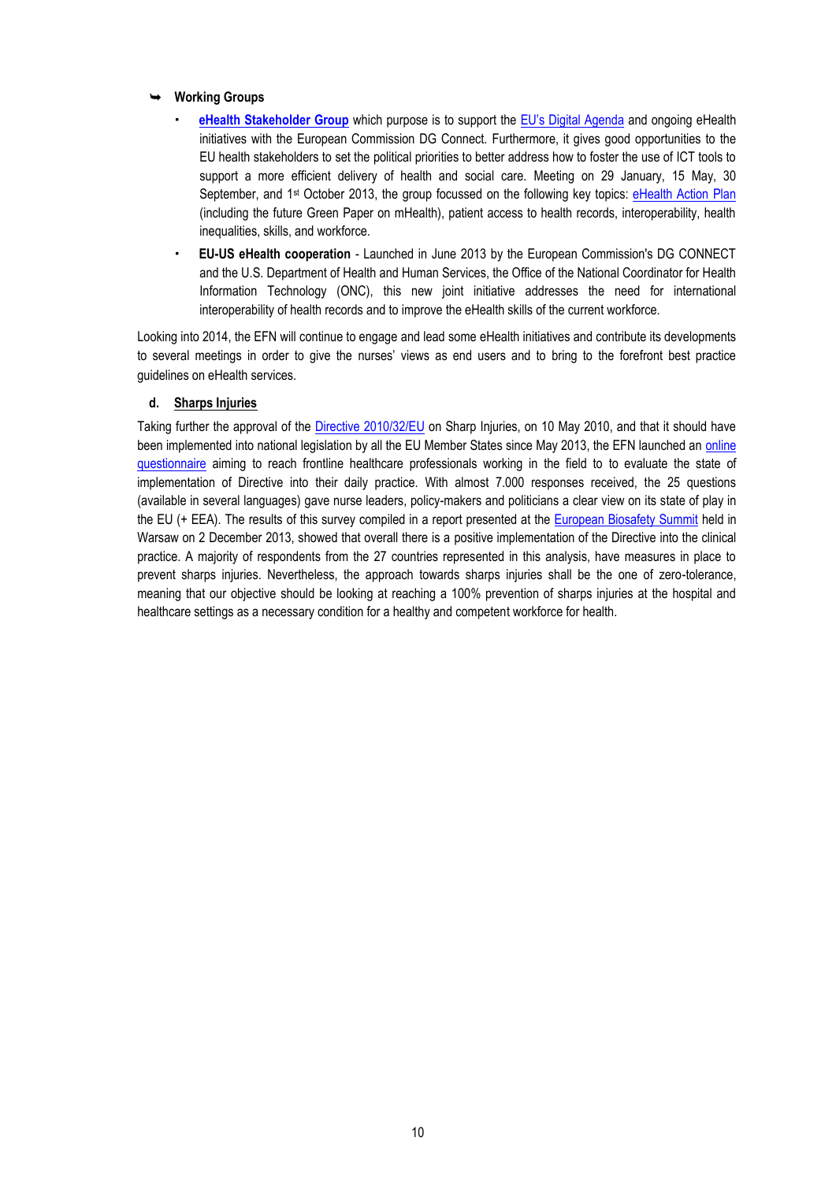- **Working Groups**
  - **eHealth Stakeholder Group** which purpose is to support the EU's Digital Agenda and ongoing eHealth initiatives with the European Commission DG Connect. Furthermore, it gives good opportunities to the EU health stakeholders to set the political priorities to better address how to foster the use of ICT tools to support a more efficient delivery of health and social care. Meeting on 29 January, 15 May, 30 September, and 1st October 2013, the group focussed on the following key topics: eHealth Action Plan (including the future Green Paper on mHealth), patient access to health records, interoperability, health inequalities, skills, and workforce.
  - **EU-US eHealth cooperation** - Launched in June 2013 by the European Commission's DG CONNECT and the U.S. Department of Health and Human Services, the Office of the National Coordinator for Health Information Technology (ONC), this new joint initiative addresses the need for international interoperability of health records and to improve the eHealth skills of the current workforce.

Looking into 2014, the EFN will continue to engage and lead some eHealth initiatives and contribute its developments to several meetings in order to give the nurses' views as end users and to bring to the forefront best practice guidelines on eHealth services.

**d. Sharps Injuries**

Taking further the approval of the Directive 2010/32/EU on Sharp Injuries, on 10 May 2010, and that it should have been implemented into national legislation by all the EU Member States since May 2013, the EFN launched an online questionnaire aiming to reach frontline healthcare professionals working in the field to to evaluate the state of implementation of Directive into their daily practice. With almost 7.000 responses received, the 25 questions (available in several languages) gave nurse leaders, policy-makers and politicians a clear view on its state of play in the EU (+ EEA). The results of this survey compiled in a report presented at the European Biosafety Summit held in Warsaw on 2 December 2013, showed that overall there is a positive implementation of the Directive into the clinical practice. A majority of respondents from the 27 countries represented in this analysis, have measures in place to prevent sharps injuries. Nevertheless, the approach towards sharps injuries shall be the one of zero-tolerance, meaning that our objective should be looking at reaching a 100% prevention of sharps injuries at the hospital and healthcare settings as a necessary condition for a healthy and competent workforce for health.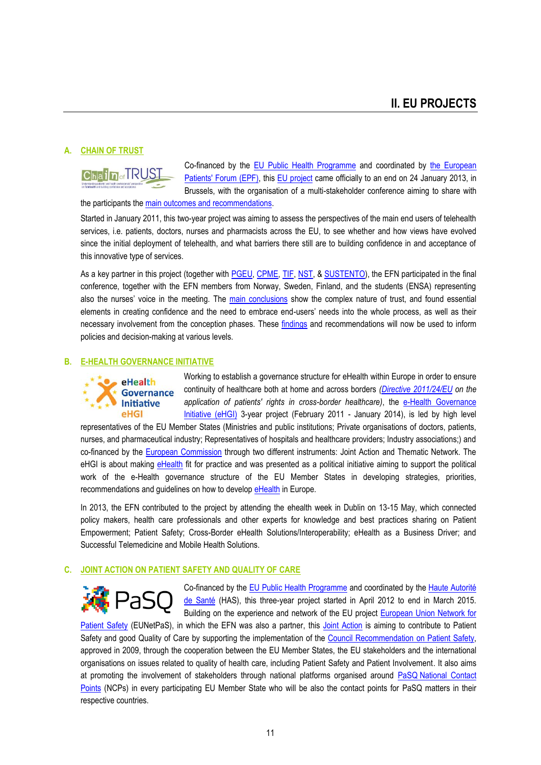# II. EU PROJECTS

## A. CHAIN OF TRUST

Co-financed by the EU Public Health Programme and coordinated by the European Patients' Forum (EPF), this EU project came officially to an end on 24 January 2013, in Brussels, with the organisation of a multi-stakeholder conference aiming to share with the participants the main outcomes and recommendations.

Started in January 2011, this two-year project was aiming to assess the perspectives of the main end users of telehealth services, i.e. patients, doctors, nurses and pharmacists across the EU, to see whether and how views have evolved since the initial deployment of telehealth, and what barriers there still are to building confidence in and acceptance of this innovative type of services.

As a key partner in this project (together with PGEU, CPME, TIF, NST, & SUSTENTO), the EFN participated in the final conference, together with the EFN members from Norway, Sweden, Finland, and the students (ENSA) representing also the nurses' voice in the meeting. The main conclusions show the complex nature of trust, and found essential elements in creating confidence and the need to embrace end-users' needs into the whole process, as well as their necessary involvement from the conception phases. These findings and recommendations will now be used to inform policies and decision-making at various levels.

## B. E-HEALTH GOVERNANCE INITIATIVE

Working to establish a governance structure for eHealth within Europe in order to ensure continuity of healthcare both at home and across borders (*Directive 2011/24/EU on the application of patients' rights in cross-border healthcare)*, the e-Health Governance Initiative (eHGI) 3-year project (February 2011 - January 2014), is led by high level representatives of the EU Member States (Ministries and public institutions; Private organisations of doctors, patients, nurses, and pharmaceutical industry; Representatives of hospitals and healthcare providers; Industry associations;) and co-financed by the European Commission through two different instruments: Joint Action and Thematic Network. The eHGI is about making eHealth fit for practice and was presented as a political initiative aiming to support the political work of the e-Health governance structure of the EU Member States in developing strategies, priorities, recommendations and guidelines on how to develop eHealth in Europe.

In 2013, the EFN contributed to the project by attending the ehealth week in Dublin on 13-15 May, which connected policy makers, health care professionals and other experts for knowledge and best practices sharing on Patient Empowerment; Patient Safety; Cross-Border eHealth Solutions/Interoperability; eHealth as a Business Driver; and Successful Telemedicine and Mobile Health Solutions.

## C. JOINT ACTION ON PATIENT SAFETY AND QUALITY OF CARE

Co-financed by the EU Public Health Programme and coordinated by the Haute Autorité de Santé (HAS), this three-year project started in April 2012 to end in March 2015. Building on the experience and network of the EU project European Union Network for Patient Safety (EUNetPaS), in which the EFN was also a partner, this Joint Action is aiming to contribute to Patient Safety and good Quality of Care by supporting the implementation of the Council Recommendation on Patient Safety, approved in 2009, through the cooperation between the EU Member States, the EU stakeholders and the international organisations on issues related to quality of health care, including Patient Safety and Patient Involvement. It also aims at promoting the involvement of stakeholders through national platforms organised around PaSQ National Contact Points (NCPs) in every participating EU Member State who will be also the contact points for PaSQ matters in their respective countries.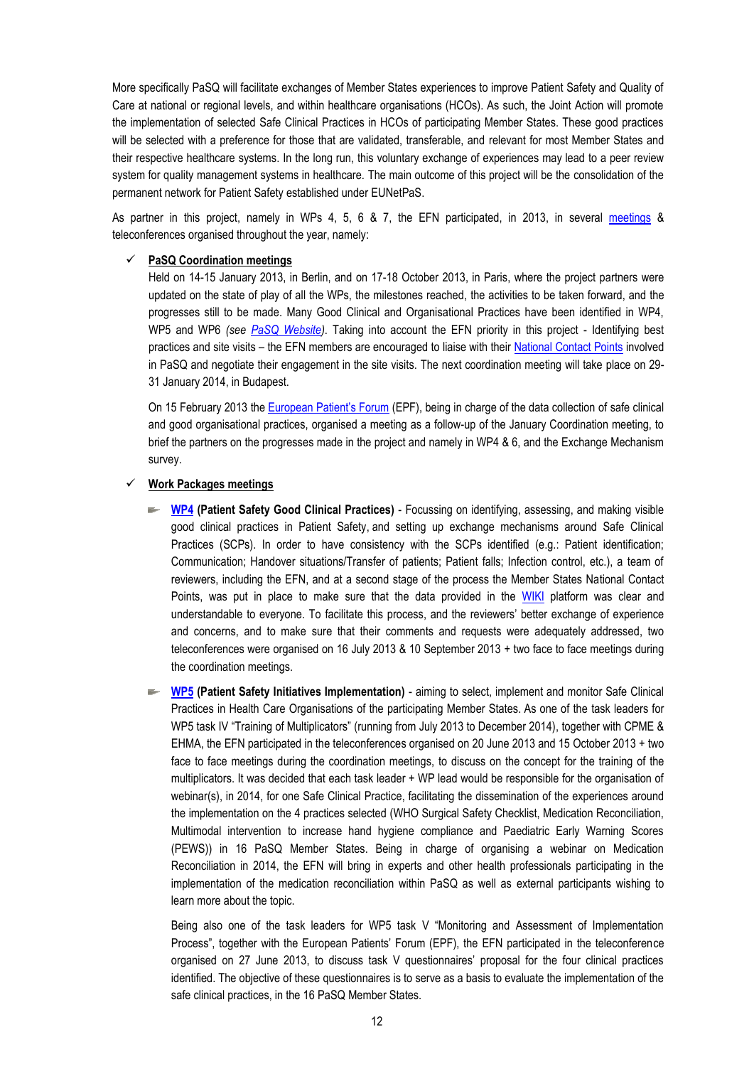More specifically PaSQ will facilitate exchanges of Member States experiences to improve Patient Safety and Quality of Care at national or regional levels, and within healthcare organisations (HCOs). As such, the Joint Action will promote the implementation of selected Safe Clinical Practices in HCOs of participating Member States. These good practices will be selected with a preference for those that are validated, transferable, and relevant for most Member States and their respective healthcare systems. In the long run, this voluntary exchange of experiences may lead to a peer review system for quality management systems in healthcare. The main outcome of this project will be the consolidation of the permanent network for Patient Safety established under EUNetPaS.

As partner in this project, namely in WPs 4, 5, 6 & 7, the EFN participated, in 2013, in several meetings & teleconferences organised throughout the year, namely:

- ✓ **PaSQ Coordination meetings**

  Held on 14-15 January 2013, in Berlin, and on 17-18 October 2013, in Paris, where the project partners were updated on the state of play of all the WPs, the milestones reached, the activities to be taken forward, and the progresses still to be made. Many Good Clinical and Organisational Practices have been identified in WP4, WP5 and WP6 *(see PaSQ Website)*. Taking into account the EFN priority in this project - Identifying best practices and site visits – the EFN members are encouraged to liaise with their National Contact Points involved in PaSQ and negotiate their engagement in the site visits. The next coordination meeting will take place on 29-31 January 2014, in Budapest.

  On 15 February 2013 the European Patient's Forum (EPF), being in charge of the data collection of safe clinical and good organisational practices, organised a meeting as a follow-up of the January Coordination meeting, to brief the partners on the progresses made in the project and namely in WP4 & 6, and the Exchange Mechanism survey.

- ✓ **Work Packages meetings**

  - **WP4 (Patient Safety Good Clinical Practices)** - Focussing on identifying, assessing, and making visible good clinical practices in Patient Safety, and setting up exchange mechanisms around Safe Clinical Practices (SCPs). In order to have consistency with the SCPs identified (e.g.: Patient identification; Communication; Handover situations/Transfer of patients; Patient falls; Infection control, etc.), a team of reviewers, including the EFN, and at a second stage of the process the Member States National Contact Points, was put in place to make sure that the data provided in the WIKI platform was clear and understandable to everyone. To facilitate this process, and the reviewers' better exchange of experience and concerns, and to make sure that their comments and requests were adequately addressed, two teleconferences were organised on 16 July 2013 & 10 September 2013 + two face to face meetings during the coordination meetings.

  - **WP5 (Patient Safety Initiatives Implementation)** - aiming to select, implement and monitor Safe Clinical Practices in Health Care Organisations of the participating Member States. As one of the task leaders for WP5 task IV "Training of Multiplicators" (running from July 2013 to December 2014), together with CPME & EHMA, the EFN participated in the teleconferences organised on 20 June 2013 and 15 October 2013 + two face to face meetings during the coordination meetings, to discuss on the concept for the training of the multiplicators. It was decided that each task leader + WP lead would be responsible for the organisation of webinar(s), in 2014, for one Safe Clinical Practice, facilitating the dissemination of the experiences around the implementation on the 4 practices selected (WHO Surgical Safety Checklist, Medication Reconciliation, Multimodal intervention to increase hand hygiene compliance and Paediatric Early Warning Scores (PEWS)) in 16 PaSQ Member States. Being in charge of organising a webinar on Medication Reconciliation in 2014, the EFN will bring in experts and other health professionals participating in the implementation of the medication reconciliation within PaSQ as well as external participants wishing to learn more about the topic.

    Being also one of the task leaders for WP5 task V "Monitoring and Assessment of Implementation Process", together with the European Patients' Forum (EPF), the EFN participated in the teleconference organised on 27 June 2013, to discuss task V questionnaires' proposal for the four clinical practices identified. The objective of these questionnaires is to serve as a basis to evaluate the implementation of the safe clinical practices, in the 16 PaSQ Member States.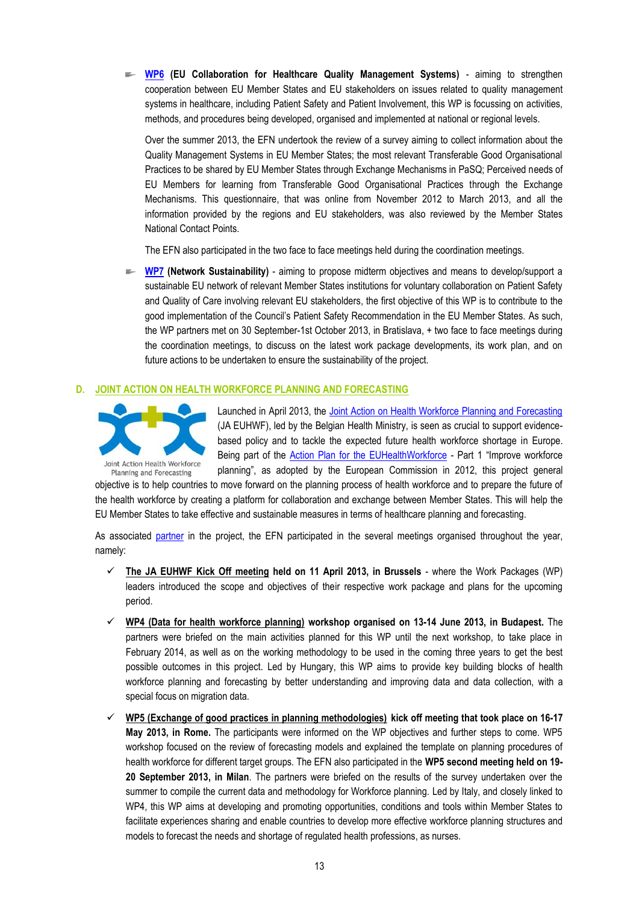- **WP6 (EU Collaboration for Healthcare Quality Management Systems)** - aiming to strengthen cooperation between EU Member States and EU stakeholders on issues related to quality management systems in healthcare, including Patient Safety and Patient Involvement, this WP is focussing on activities, methods, and procedures being developed, organised and implemented at national or regional levels.

  Over the summer 2013, the EFN undertook the review of a survey aiming to collect information about the Quality Management Systems in EU Member States; the most relevant Transferable Good Organisational Practices to be shared by EU Member States through Exchange Mechanisms in PaSQ; Perceived needs of EU Members for learning from Transferable Good Organisational Practices through the Exchange Mechanisms. This questionnaire, that was online from November 2012 to March 2013, and all the information provided by the regions and EU stakeholders, was also reviewed by the Member States National Contact Points.

  The EFN also participated in the two face to face meetings held during the coordination meetings.

- **WP7 (Network Sustainability)** - aiming to propose midterm objectives and means to develop/support a sustainable EU network of relevant Member States institutions for voluntary collaboration on Patient Safety and Quality of Care involving relevant EU stakeholders, the first objective of this WP is to contribute to the good implementation of the Council's Patient Safety Recommendation in the EU Member States. As such, the WP partners met on 30 September-1st October 2013, in Bratislava, + two face to face meetings during the coordination meetings, to discuss on the latest work package developments, its work plan, and on future actions to be undertaken to ensure the sustainability of the project.

## D. JOINT ACTION ON HEALTH WORKFORCE PLANNING AND FORECASTING

Joint Action Health Workforce Planning and Forecasting

Launched in April 2013, the Joint Action on Health Workforce Planning and Forecasting (JA EUHWF), led by the Belgian Health Ministry, is seen as crucial to support evidence-based policy and to tackle the expected future health workforce shortage in Europe. Being part of the Action Plan for the EUHealthWorkforce - Part 1 "Improve workforce planning", as adopted by the European Commission in 2012, this project general objective is to help countries to move forward on the planning process of health workforce and to prepare the future of the health workforce by creating a platform for collaboration and exchange between Member States. This will help the EU Member States to take effective and sustainable measures in terms of healthcare planning and forecasting.

As associated partner in the project, the EFN participated in the several meetings organised throughout the year, namely:

- **The JA EUHWF Kick Off meeting held on 11 April 2013, in Brussels** - where the Work Packages (WP) leaders introduced the scope and objectives of their respective work package and plans for the upcoming period.
- **WP4 (Data for health workforce planning) workshop organised on 13-14 June 2013, in Budapest.** The partners were briefed on the main activities planned for this WP until the next workshop, to take place in February 2014, as well as on the working methodology to be used in the coming three years to get the best possible outcomes in this project. Led by Hungary, this WP aims to provide key building blocks of health workforce planning and forecasting by better understanding and improving data and data collection, with a special focus on migration data.
- **WP5 (Exchange of good practices in planning methodologies) kick off meeting that took place on 16-17 May 2013, in Rome.** The participants were informed on the WP objectives and further steps to come. WP5 workshop focused on the review of forecasting models and explained the template on planning procedures of health workforce for different target groups. The EFN also participated in the **WP5 second meeting held on 19-20 September 2013, in Milan**. The partners were briefed on the results of the survey undertaken over the summer to compile the current data and methodology for Workforce planning. Led by Italy, and closely linked to WP4, this WP aims at developing and promoting opportunities, conditions and tools within Member States to facilitate experiences sharing and enable countries to develop more effective workforce planning structures and models to forecast the needs and shortage of regulated health professions, as nurses.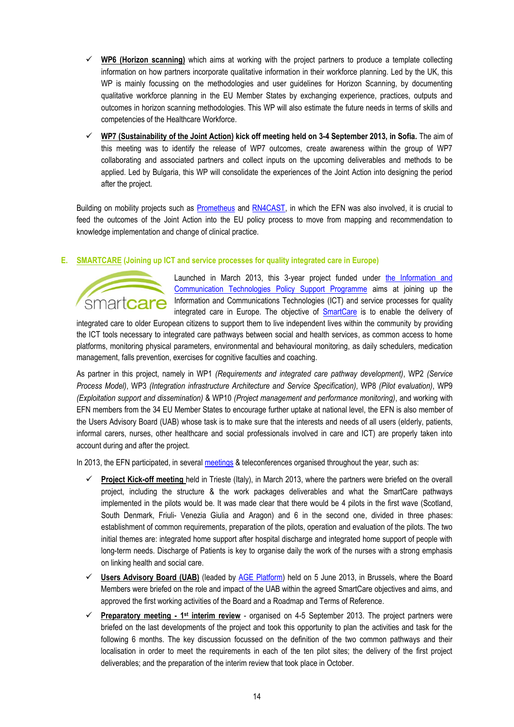- ✓ **WP6 (Horizon scanning)** which aims at working with the project partners to produce a template collecting information on how partners incorporate qualitative information in their workforce planning. Led by the UK, this WP is mainly focussing on the methodologies and user guidelines for Horizon Scanning, by documenting qualitative workforce planning in the EU Member States by exchanging experience, practices, outputs and outcomes in horizon scanning methodologies. This WP will also estimate the future needs in terms of skills and competencies of the Healthcare Workforce.
- ✓ **WP7 (Sustainability of the Joint Action) kick off meeting held on 3-4 September 2013, in Sofia.** The aim of this meeting was to identify the release of WP7 outcomes, create awareness within the group of WP7 collaborating and associated partners and collect inputs on the upcoming deliverables and methods to be applied. Led by Bulgaria, this WP will consolidate the experiences of the Joint Action into designing the period after the project.

Building on mobility projects such as Prometheus and RN4CAST, in which the EFN was also involved, it is crucial to feed the outcomes of the Joint Action into the EU policy process to move from mapping and recommendation to knowledge implementation and change of clinical practice.

## E. SMARTCARE (Joining up ICT and service processes for quality integrated care in Europe)

Launched in March 2013, this 3-year project funded under the Information and Communication Technologies Policy Support Programme aims at joining up the Information and Communications Technologies (ICT) and service processes for quality integrated care in Europe. The objective of SmartCare is to enable the delivery of integrated care to older European citizens to support them to live independent lives within the community by providing the ICT tools necessary to integrated care pathways between social and health services, as common access to home platforms, monitoring physical parameters, environmental and behavioural monitoring, as daily schedulers, medication management, falls prevention, exercises for cognitive faculties and coaching.

As partner in this project, namely in WP1 *(Requirements and integrated care pathway development)*, WP2 *(Service Process Model)*, WP3 *(Integration infrastructure Architecture and Service Specification)*, WP8 *(Pilot evaluation)*, WP9 *(Exploitation support and dissemination)* & WP10 *(Project management and performance monitoring)*, and working with EFN members from the 34 EU Member States to encourage further uptake at national level, the EFN is also member of the Users Advisory Board (UAB) whose task is to make sure that the interests and needs of all users (elderly, patients, informal carers, nurses, other healthcare and social professionals involved in care and ICT) are properly taken into account during and after the project.

In 2013, the EFN participated, in several meetings & teleconferences organised throughout the year, such as:

- ✓ **Project Kick-off meeting** held in Trieste (Italy), in March 2013, where the partners were briefed on the overall project, including the structure & the work packages deliverables and what the SmartCare pathways implemented in the pilots would be. It was made clear that there would be 4 pilots in the first wave (Scotland, South Denmark, Friuli- Venezia Giulia and Aragon) and 6 in the second one, divided in three phases: establishment of common requirements, preparation of the pilots, operation and evaluation of the pilots. The two initial themes are: integrated home support after hospital discharge and integrated home support of people with long-term needs. Discharge of Patients is key to organise daily the work of the nurses with a strong emphasis on linking health and social care.
- ✓ **Users Advisory Board (UAB)** (leaded by AGE Platform) held on 5 June 2013, in Brussels, where the Board Members were briefed on the role and impact of the UAB within the agreed SmartCare objectives and aims, and approved the first working activities of the Board and a Roadmap and Terms of Reference.
- ✓ **Preparatory meeting - 1st interim review** - organised on 4-5 September 2013. The project partners were briefed on the last developments of the project and took this opportunity to plan the activities and task for the following 6 months. The key discussion focussed on the definition of the two common pathways and their localisation in order to meet the requirements in each of the ten pilot sites; the delivery of the first project deliverables; and the preparation of the interim review that took place in October.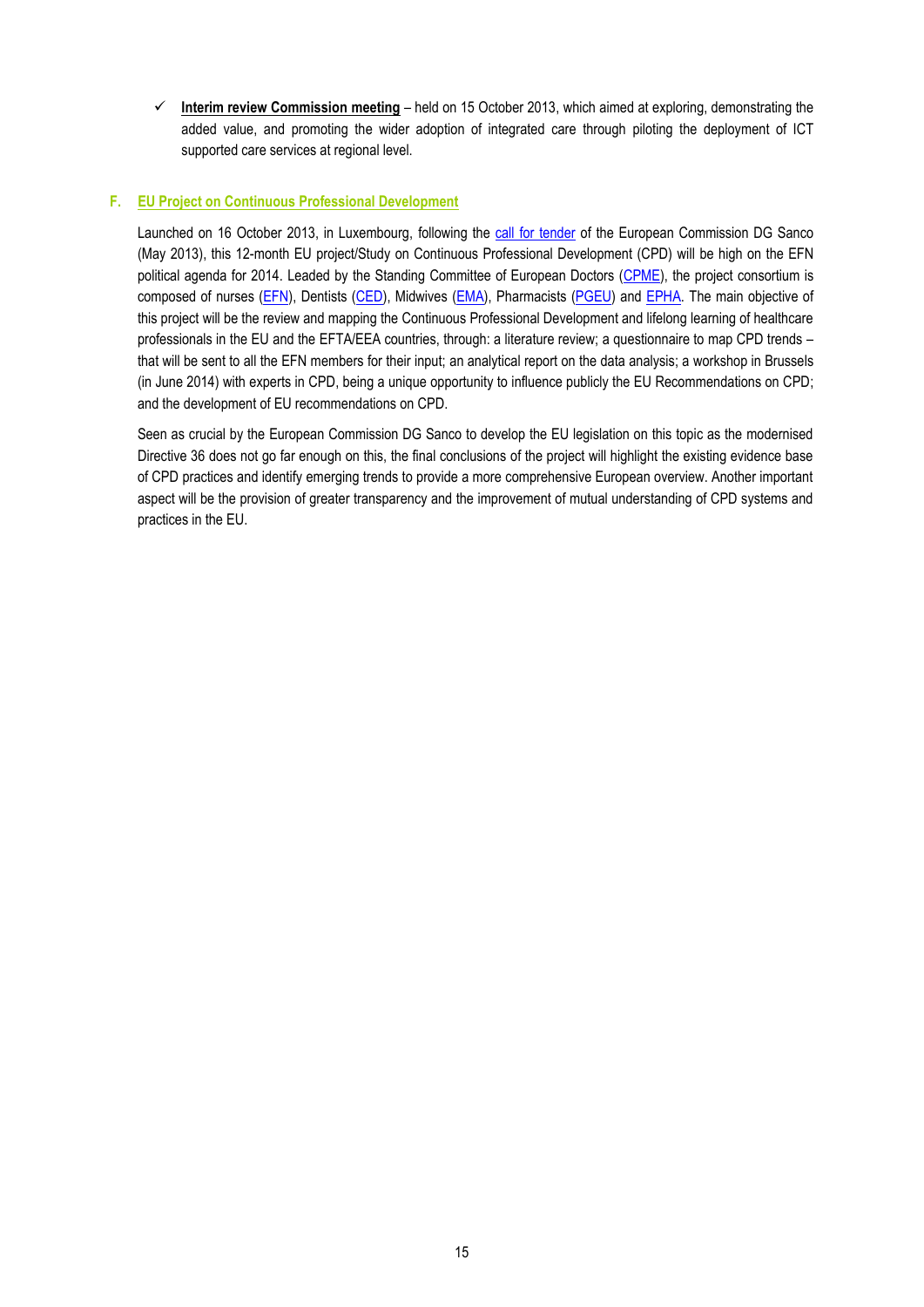- ✓ **Interim review Commission meeting** – held on 15 October 2013, which aimed at exploring, demonstrating the added value, and promoting the wider adoption of integrated care through piloting the deployment of ICT supported care services at regional level.

## F. EU Project on Continuous Professional Development

Launched on 16 October 2013, in Luxembourg, following the call for tender of the European Commission DG Sanco (May 2013), this 12-month EU project/Study on Continuous Professional Development (CPD) will be high on the EFN political agenda for 2014. Leaded by the Standing Committee of European Doctors (CPME), the project consortium is composed of nurses (EFN), Dentists (CED), Midwives (EMA), Pharmacists (PGEU) and EPHA. The main objective of this project will be the review and mapping the Continuous Professional Development and lifelong learning of healthcare professionals in the EU and the EFTA/EEA countries, through: a literature review; a questionnaire to map CPD trends – that will be sent to all the EFN members for their input; an analytical report on the data analysis; a workshop in Brussels (in June 2014) with experts in CPD, being a unique opportunity to influence publicly the EU Recommendations on CPD; and the development of EU recommendations on CPD.

Seen as crucial by the European Commission DG Sanco to develop the EU legislation on this topic as the modernised Directive 36 does not go far enough on this, the final conclusions of the project will highlight the existing evidence base of CPD practices and identify emerging trends to provide a more comprehensive European overview. Another important aspect will be the provision of greater transparency and the improvement of mutual understanding of CPD systems and practices in the EU.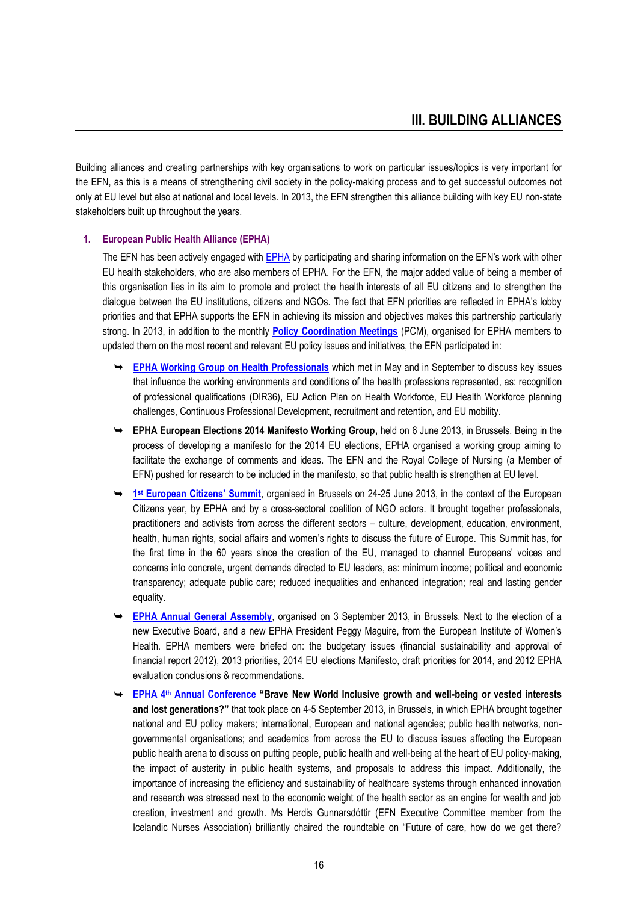# III. BUILDING ALLIANCES

Building alliances and creating partnerships with key organisations to work on particular issues/topics is very important for the EFN, as this is a means of strengthening civil society in the policy-making process and to get successful outcomes not only at EU level but also at national and local levels. In 2013, the EFN strengthen this alliance building with key EU non-state stakeholders built up throughout the years.

## 1. European Public Health Alliance (EPHA)

The EFN has been actively engaged with EPHA by participating and sharing information on the EFN's work with other EU health stakeholders, who are also members of EPHA. For the EFN, the major added value of being a member of this organisation lies in its aim to promote and protect the health interests of all EU citizens and to strengthen the dialogue between the EU institutions, citizens and NGOs. The fact that EFN priorities are reflected in EPHA's lobby priorities and that EPHA supports the EFN in achieving its mission and objectives makes this partnership particularly strong. In 2013, in addition to the monthly **Policy Coordination Meetings** (PCM), organised for EPHA members to updated them on the most recent and relevant EU policy issues and initiatives, the EFN participated in:

- **EPHA Working Group on Health Professionals** which met in May and in September to discuss key issues that influence the working environments and conditions of the health professions represented, as: recognition of professional qualifications (DIR36), EU Action Plan on Health Workforce, EU Health Workforce planning challenges, Continuous Professional Development, recruitment and retention, and EU mobility.
- **EPHA European Elections 2014 Manifesto Working Group,** held on 6 June 2013, in Brussels. Being in the process of developing a manifesto for the 2014 EU elections, EPHA organised a working group aiming to facilitate the exchange of comments and ideas. The EFN and the Royal College of Nursing (a Member of EFN) pushed for research to be included in the manifesto, so that public health is strengthen at EU level.
- **1st European Citizens' Summit**, organised in Brussels on 24-25 June 2013, in the context of the European Citizens year, by EPHA and by a cross-sectoral coalition of NGO actors. It brought together professionals, practitioners and activists from across the different sectors – culture, development, education, environment, health, human rights, social affairs and women's rights to discuss the future of Europe. This Summit has, for the first time in the 60 years since the creation of the EU, managed to channel Europeans' voices and concerns into concrete, urgent demands directed to EU leaders, as: minimum income; political and economic transparency; adequate public care; reduced inequalities and enhanced integration; real and lasting gender equality.
- **EPHA Annual General Assembly**, organised on 3 September 2013, in Brussels. Next to the election of a new Executive Board, and a new EPHA President Peggy Maguire, from the European Institute of Women's Health. EPHA members were briefed on: the budgetary issues (financial sustainability and approval of financial report 2012), 2013 priorities, 2014 EU elections Manifesto, draft priorities for 2014, and 2012 EPHA evaluation conclusions & recommendations.
- **EPHA 4th Annual Conference** **"Brave New World Inclusive growth and well-being or vested interests and lost generations?"** that took place on 4-5 September 2013, in Brussels, in which EPHA brought together national and EU policy makers; international, European and national agencies; public health networks, non-governmental organisations; and academics from across the EU to discuss issues affecting the European public health arena to discuss on putting people, public health and well-being at the heart of EU policy-making, the impact of austerity in public health systems, and proposals to address this impact. Additionally, the importance of increasing the efficiency and sustainability of healthcare systems through enhanced innovation and research was stressed next to the economic weight of the health sector as an engine for wealth and job creation, investment and growth. Ms Herdis Gunnarsdóttir (EFN Executive Committee member from the Icelandic Nurses Association) brilliantly chaired the roundtable on "Future of care, how do we get there?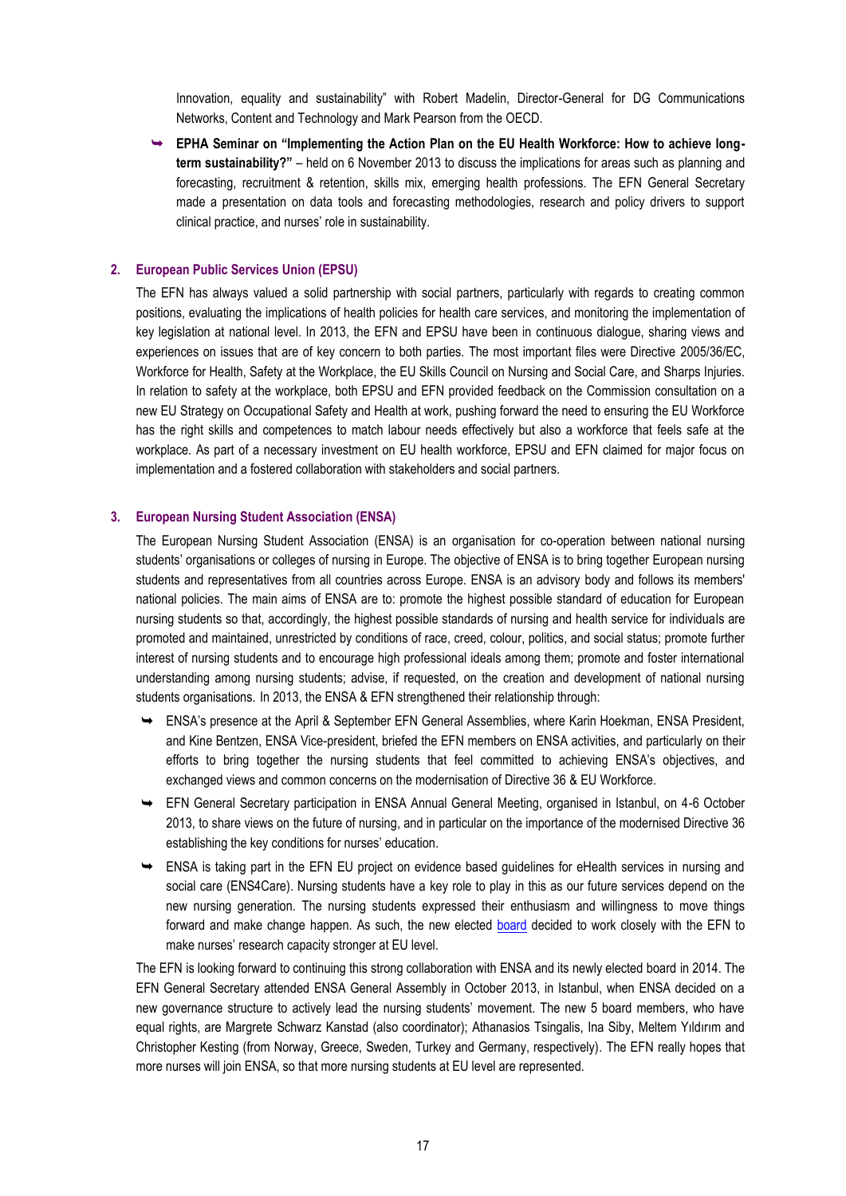Innovation, equality and sustainability" with Robert Madelin, Director-General for DG Communications Networks, Content and Technology and Mark Pearson from the OECD.

- **EPHA Seminar on "Implementing the Action Plan on the EU Health Workforce: How to achieve long-term sustainability?"** – held on 6 November 2013 to discuss the implications for areas such as planning and forecasting, recruitment & retention, skills mix, emerging health professions. The EFN General Secretary made a presentation on data tools and forecasting methodologies, research and policy drivers to support clinical practice, and nurses' role in sustainability.

### 2. European Public Services Union (EPSU)

The EFN has always valued a solid partnership with social partners, particularly with regards to creating common positions, evaluating the implications of health policies for health care services, and monitoring the implementation of key legislation at national level. In 2013, the EFN and EPSU have been in continuous dialogue, sharing views and experiences on issues that are of key concern to both parties. The most important files were Directive 2005/36/EC, Workforce for Health, Safety at the Workplace, the EU Skills Council on Nursing and Social Care, and Sharps Injuries. In relation to safety at the workplace, both EPSU and EFN provided feedback on the Commission consultation on a new EU Strategy on Occupational Safety and Health at work, pushing forward the need to ensuring the EU Workforce has the right skills and competences to match labour needs effectively but also a workforce that feels safe at the workplace. As part of a necessary investment on EU health workforce, EPSU and EFN claimed for major focus on implementation and a fostered collaboration with stakeholders and social partners.

### 3. European Nursing Student Association (ENSA)

The European Nursing Student Association (ENSA) is an organisation for co-operation between national nursing students' organisations or colleges of nursing in Europe. The objective of ENSA is to bring together European nursing students and representatives from all countries across Europe. ENSA is an advisory body and follows its members' national policies. The main aims of ENSA are to: promote the highest possible standard of education for European nursing students so that, accordingly, the highest possible standards of nursing and health service for individuals are promoted and maintained, unrestricted by conditions of race, creed, colour, politics, and social status; promote further interest of nursing students and to encourage high professional ideals among them; promote and foster international understanding among nursing students; advise, if requested, on the creation and development of national nursing students organisations. In 2013, the ENSA & EFN strengthened their relationship through:

- ENSA's presence at the April & September EFN General Assemblies, where Karin Hoekman, ENSA President, and Kine Bentzen, ENSA Vice-president, briefed the EFN members on ENSA activities, and particularly on their efforts to bring together the nursing students that feel committed to achieving ENSA's objectives, and exchanged views and common concerns on the modernisation of Directive 36 & EU Workforce.
- EFN General Secretary participation in ENSA Annual General Meeting, organised in Istanbul, on 4-6 October 2013, to share views on the future of nursing, and in particular on the importance of the modernised Directive 36 establishing the key conditions for nurses' education.
- ENSA is taking part in the EFN EU project on evidence based guidelines for eHealth services in nursing and social care (ENS4Care). Nursing students have a key role to play in this as our future services depend on the new nursing generation. The nursing students expressed their enthusiasm and willingness to move things forward and make change happen. As such, the new elected board decided to work closely with the EFN to make nurses' research capacity stronger at EU level.

The EFN is looking forward to continuing this strong collaboration with ENSA and its newly elected board in 2014. The EFN General Secretary attended ENSA General Assembly in October 2013, in Istanbul, when ENSA decided on a new governance structure to actively lead the nursing students' movement. The new 5 board members, who have equal rights, are Margrete Schwarz Kanstad (also coordinator); Athanasios Tsingalis, Ina Siby, Meltem Yıldırım and Christopher Kesting (from Norway, Greece, Sweden, Turkey and Germany, respectively). The EFN really hopes that more nurses will join ENSA, so that more nursing students at EU level are represented.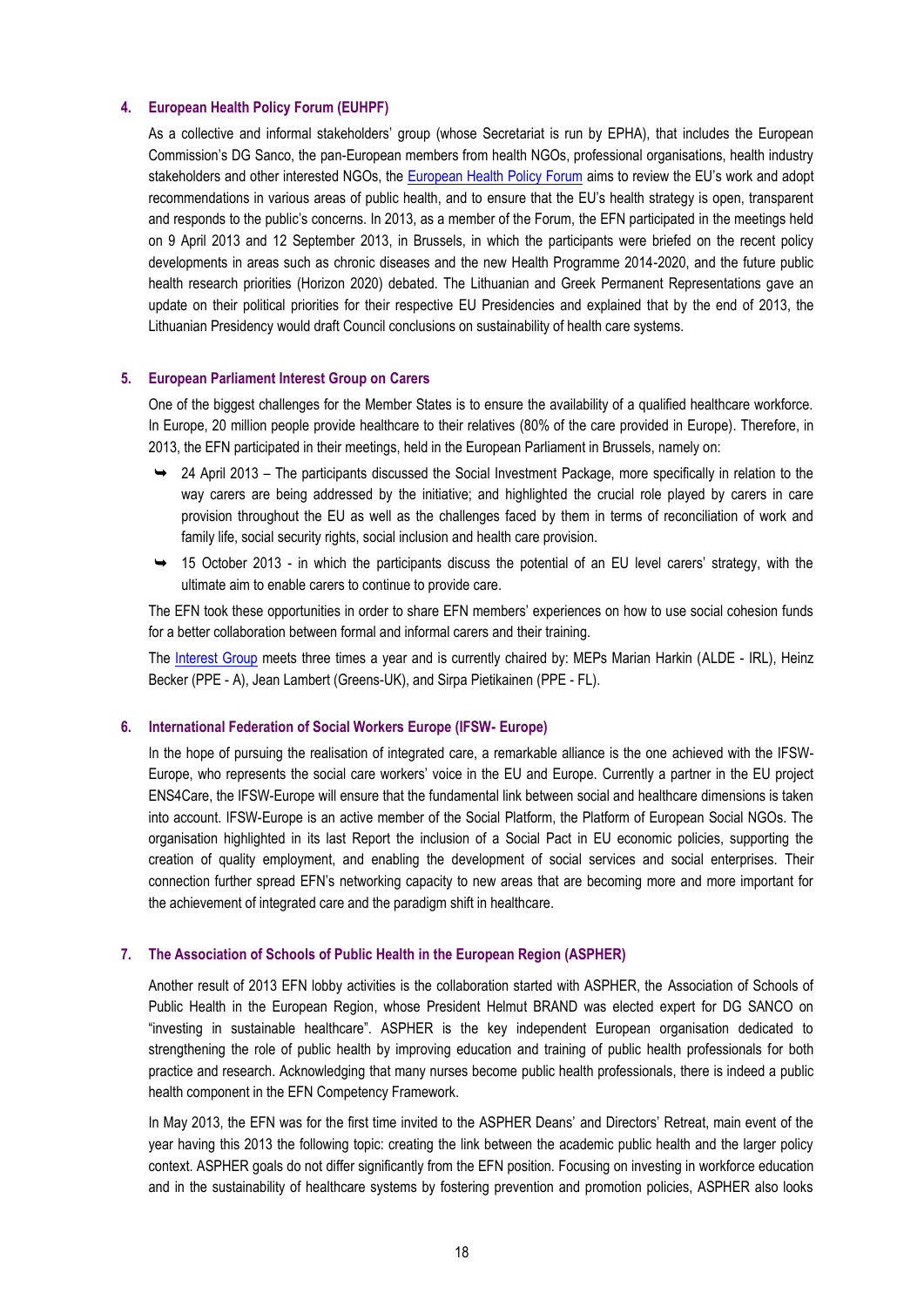### 4. European Health Policy Forum (EUHPF)

As a collective and informal stakeholders' group (whose Secretariat is run by EPHA), that includes the European Commission's DG Sanco, the pan-European members from health NGOs, professional organisations, health industry stakeholders and other interested NGOs, the European Health Policy Forum aims to review the EU's work and adopt recommendations in various areas of public health, and to ensure that the EU's health strategy is open, transparent and responds to the public's concerns. In 2013, as a member of the Forum, the EFN participated in the meetings held on 9 April 2013 and 12 September 2013, in Brussels, in which the participants were briefed on the recent policy developments in areas such as chronic diseases and the new Health Programme 2014-2020, and the future public health research priorities (Horizon 2020) debated. The Lithuanian and Greek Permanent Representations gave an update on their political priorities for their respective EU Presidencies and explained that by the end of 2013, the Lithuanian Presidency would draft Council conclusions on sustainability of health care systems.

### 5. European Parliament Interest Group on Carers

One of the biggest challenges for the Member States is to ensure the availability of a qualified healthcare workforce. In Europe, 20 million people provide healthcare to their relatives (80% of the care provided in Europe). Therefore, in 2013, the EFN participated in their meetings, held in the European Parliament in Brussels, namely on:

- 24 April 2013 – The participants discussed the Social Investment Package, more specifically in relation to the way carers are being addressed by the initiative; and highlighted the crucial role played by carers in care provision throughout the EU as well as the challenges faced by them in terms of reconciliation of work and family life, social security rights, social inclusion and health care provision.
- 15 October 2013 - in which the participants discuss the potential of an EU level carers' strategy, with the ultimate aim to enable carers to continue to provide care.

The EFN took these opportunities in order to share EFN members' experiences on how to use social cohesion funds for a better collaboration between formal and informal carers and their training.

The Interest Group meets three times a year and is currently chaired by: MEPs Marian Harkin (ALDE - IRL), Heinz Becker (PPE - A), Jean Lambert (Greens-UK), and Sirpa Pietikainen (PPE - FL).

### 6. International Federation of Social Workers Europe (IFSW- Europe)

In the hope of pursuing the realisation of integrated care, a remarkable alliance is the one achieved with the IFSW-Europe, who represents the social care workers' voice in the EU and Europe. Currently a partner in the EU project ENS4Care, the IFSW-Europe will ensure that the fundamental link between social and healthcare dimensions is taken into account. IFSW-Europe is an active member of the Social Platform, the Platform of European Social NGOs. The organisation highlighted in its last Report the inclusion of a Social Pact in EU economic policies, supporting the creation of quality employment, and enabling the development of social services and social enterprises. Their connection further spread EFN's networking capacity to new areas that are becoming more and more important for the achievement of integrated care and the paradigm shift in healthcare.

### 7. The Association of Schools of Public Health in the European Region (ASPHER)

Another result of 2013 EFN lobby activities is the collaboration started with ASPHER, the Association of Schools of Public Health in the European Region, whose President Helmut BRAND was elected expert for DG SANCO on "investing in sustainable healthcare". ASPHER is the key independent European organisation dedicated to strengthening the role of public health by improving education and training of public health professionals for both practice and research. Acknowledging that many nurses become public health professionals, there is indeed a public health component in the EFN Competency Framework.

In May 2013, the EFN was for the first time invited to the ASPHER Deans' and Directors' Retreat, main event of the year having this 2013 the following topic: creating the link between the academic public health and the larger policy context. ASPHER goals do not differ significantly from the EFN position. Focusing on investing in workforce education and in the sustainability of healthcare systems by fostering prevention and promotion policies, ASPHER also looks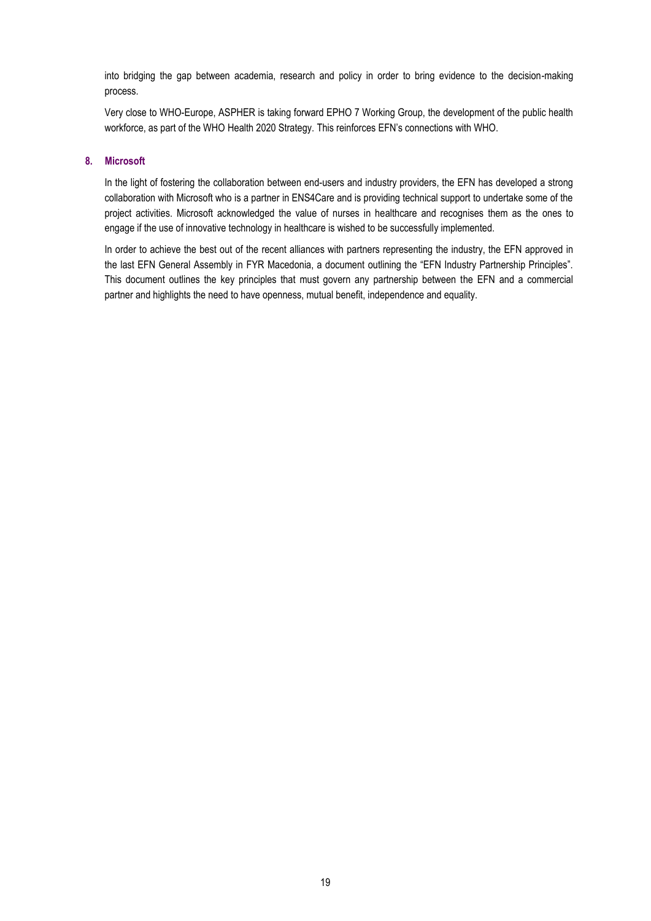into bridging the gap between academia, research and policy in order to bring evidence to the decision-making process.

Very close to WHO-Europe, ASPHER is taking forward EPHO 7 Working Group, the development of the public health workforce, as part of the WHO Health 2020 Strategy. This reinforces EFN's connections with WHO.

### 8. Microsoft

In the light of fostering the collaboration between end-users and industry providers, the EFN has developed a strong collaboration with Microsoft who is a partner in ENS4Care and is providing technical support to undertake some of the project activities. Microsoft acknowledged the value of nurses in healthcare and recognises them as the ones to engage if the use of innovative technology in healthcare is wished to be successfully implemented.

In order to achieve the best out of the recent alliances with partners representing the industry, the EFN approved in the last EFN General Assembly in FYR Macedonia, a document outlining the "EFN Industry Partnership Principles". This document outlines the key principles that must govern any partnership between the EFN and a commercial partner and highlights the need to have openness, mutual benefit, independence and equality.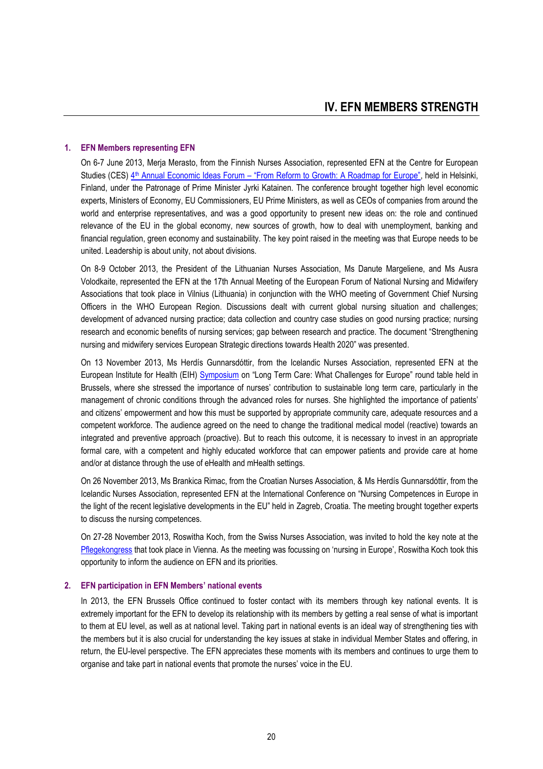# IV. EFN MEMBERS STRENGTH

## 1. EFN Members representing EFN

On 6-7 June 2013, Merja Merasto, from the Finnish Nurses Association, represented EFN at the Centre for European Studies (CES) 4th Annual Economic Ideas Forum – "From Reform to Growth: A Roadmap for Europe", held in Helsinki, Finland, under the Patronage of Prime Minister Jyrki Katainen. The conference brought together high level economic experts, Ministers of Economy, EU Commissioners, EU Prime Ministers, as well as CEOs of companies from around the world and enterprise representatives, and was a good opportunity to present new ideas on: the role and continued relevance of the EU in the global economy, new sources of growth, how to deal with unemployment, banking and financial regulation, green economy and sustainability. The key point raised in the meeting was that Europe needs to be united. Leadership is about unity, not about divisions.

On 8-9 October 2013, the President of the Lithuanian Nurses Association, Ms Danute Margeliene, and Ms Ausra Volodkaite, represented the EFN at the 17th Annual Meeting of the European Forum of National Nursing and Midwifery Associations that took place in Vilnius (Lithuania) in conjunction with the WHO meeting of Government Chief Nursing Officers in the WHO European Region. Discussions dealt with current global nursing situation and challenges; development of advanced nursing practice; data collection and country case studies on good nursing practice; nursing research and economic benefits of nursing services; gap between research and practice. The document "Strengthening nursing and midwifery services European Strategic directions towards Health 2020" was presented.

On 13 November 2013, Ms Herdís Gunnarsdóttir, from the Icelandic Nurses Association, represented EFN at the European Institute for Health (EIH) Symposium on "Long Term Care: What Challenges for Europe" round table held in Brussels, where she stressed the importance of nurses' contribution to sustainable long term care, particularly in the management of chronic conditions through the advanced roles for nurses. She highlighted the importance of patients' and citizens' empowerment and how this must be supported by appropriate community care, adequate resources and a competent workforce. The audience agreed on the need to change the traditional medical model (reactive) towards an integrated and preventive approach (proactive). But to reach this outcome, it is necessary to invest in an appropriate formal care, with a competent and highly educated workforce that can empower patients and provide care at home and/or at distance through the use of eHealth and mHealth settings.

On 26 November 2013, Ms Brankica Rimac, from the Croatian Nurses Association, & Ms Herdís Gunnarsdóttir, from the Icelandic Nurses Association, represented EFN at the International Conference on "Nursing Competences in Europe in the light of the recent legislative developments in the EU" held in Zagreb, Croatia. The meeting brought together experts to discuss the nursing competences.

On 27-28 November 2013, Roswitha Koch, from the Swiss Nurses Association, was invited to hold the key note at the Pflegekongress that took place in Vienna. As the meeting was focussing on 'nursing in Europe', Roswitha Koch took this opportunity to inform the audience on EFN and its priorities.

## 2. EFN participation in EFN Members' national events

In 2013, the EFN Brussels Office continued to foster contact with its members through key national events. It is extremely important for the EFN to develop its relationship with its members by getting a real sense of what is important to them at EU level, as well as at national level. Taking part in national events is an ideal way of strengthening ties with the members but it is also crucial for understanding the key issues at stake in individual Member States and offering, in return, the EU-level perspective. The EFN appreciates these moments with its members and continues to urge them to organise and take part in national events that promote the nurses' voice in the EU.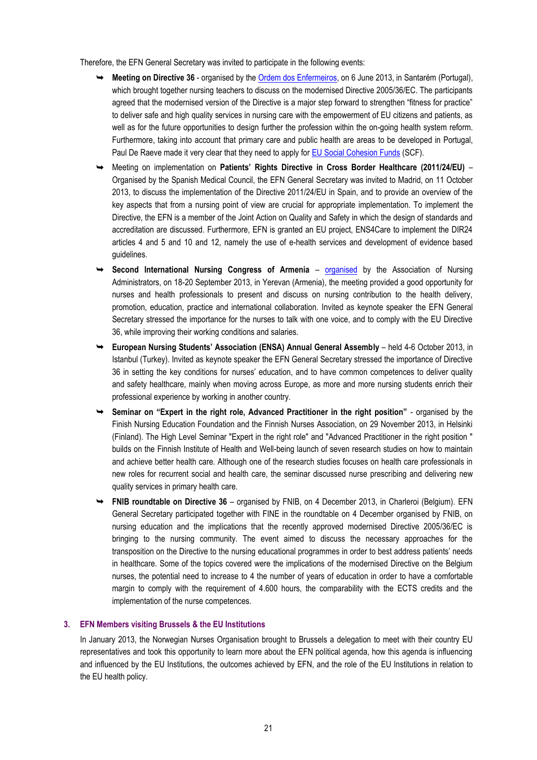Therefore, the EFN General Secretary was invited to participate in the following events:

- **Meeting on Directive 36** - organised by the Ordem dos Enfermeiros, on 6 June 2013, in Santarém (Portugal), which brought together nursing teachers to discuss on the modernised Directive 2005/36/EC. The participants agreed that the modernised version of the Directive is a major step forward to strengthen "fitness for practice" to deliver safe and high quality services in nursing care with the empowerment of EU citizens and patients, as well as for the future opportunities to design further the profession within the on-going health system reform. Furthermore, taking into account that primary care and public health are areas to be developed in Portugal, Paul De Raeve made it very clear that they need to apply for EU Social Cohesion Funds (SCF).
- Meeting on implementation on **Patients' Rights Directive in Cross Border Healthcare (2011/24/EU)** – Organised by the Spanish Medical Council, the EFN General Secretary was invited to Madrid, on 11 October 2013, to discuss the implementation of the Directive 2011/24/EU in Spain, and to provide an overview of the key aspects that from a nursing point of view are crucial for appropriate implementation. To implement the Directive, the EFN is a member of the Joint Action on Quality and Safety in which the design of standards and accreditation are discussed. Furthermore, EFN is granted an EU project, ENS4Care to implement the DIR24 articles 4 and 5 and 10 and 12, namely the use of e-health services and development of evidence based guidelines.
- **Second International Nursing Congress of Armenia** – organised by the Association of Nursing Administrators, on 18-20 September 2013, in Yerevan (Armenia), the meeting provided a good opportunity for nurses and health professionals to present and discuss on nursing contribution to the health delivery, promotion, education, practice and international collaboration. Invited as keynote speaker the EFN General Secretary stressed the importance for the nurses to talk with one voice, and to comply with the EU Directive 36, while improving their working conditions and salaries.
- **European Nursing Students' Association (ENSA) Annual General Assembly** – held 4-6 October 2013, in Istanbul (Turkey). Invited as keynote speaker the EFN General Secretary stressed the importance of Directive 36 in setting the key conditions for nurses' education, and to have common competences to deliver quality and safety healthcare, mainly when moving across Europe, as more and more nursing students enrich their professional experience by working in another country.
- **Seminar on "Expert in the right role, Advanced Practitioner in the right position"** - organised by the Finish Nursing Education Foundation and the Finnish Nurses Association, on 29 November 2013, in Helsinki (Finland). The High Level Seminar "Expert in the right role" and "Advanced Practitioner in the right position " builds on the Finnish Institute of Health and Well-being launch of seven research studies on how to maintain and achieve better health care. Although one of the research studies focuses on health care professionals in new roles for recurrent social and health care, the seminar discussed nurse prescribing and delivering new quality services in primary health care.
- **FNIB roundtable on Directive 36** – organised by FNIB, on 4 December 2013, in Charleroi (Belgium). EFN General Secretary participated together with FINE in the roundtable on 4 December organised by FNIB, on nursing education and the implications that the recently approved modernised Directive 2005/36/EC is bringing to the nursing community. The event aimed to discuss the necessary approaches for the transposition on the Directive to the nursing educational programmes in order to best address patients' needs in healthcare. Some of the topics covered were the implications of the modernised Directive on the Belgium nurses, the potential need to increase to 4 the number of years of education in order to have a comfortable margin to comply with the requirement of 4.600 hours, the comparability with the ECTS credits and the implementation of the nurse competences.

### 3. EFN Members visiting Brussels & the EU Institutions

In January 2013, the Norwegian Nurses Organisation brought to Brussels a delegation to meet with their country EU representatives and took this opportunity to learn more about the EFN political agenda, how this agenda is influencing and influenced by the EU Institutions, the outcomes achieved by EFN, and the role of the EU Institutions in relation to the EU health policy.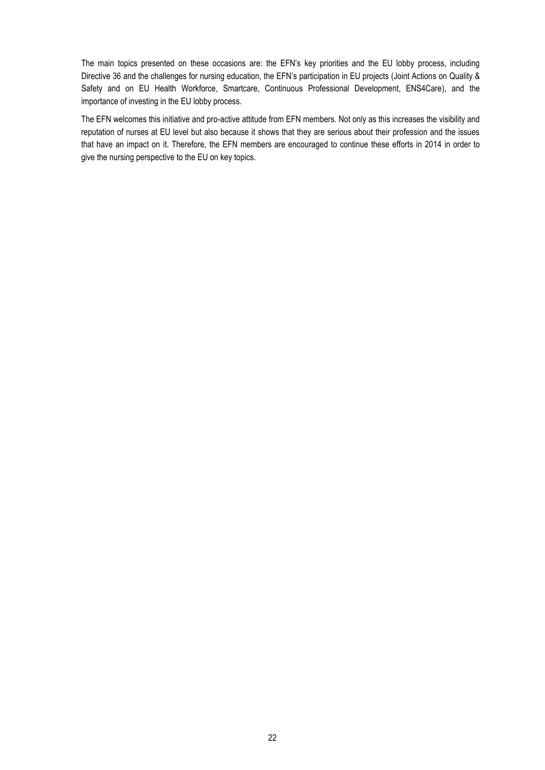The main topics presented on these occasions are: the EFN's key priorities and the EU lobby process, including Directive 36 and the challenges for nursing education, the EFN's participation in EU projects (Joint Actions on Quality & Safety and on EU Health Workforce, Smartcare, Continuous Professional Development, ENS4Care), and the importance of investing in the EU lobby process.

The EFN welcomes this initiative and pro-active attitude from EFN members. Not only as this increases the visibility and reputation of nurses at EU level but also because it shows that they are serious about their profession and the issues that have an impact on it. Therefore, the EFN members are encouraged to continue these efforts in 2014 in order to give the nursing perspective to the EU on key topics.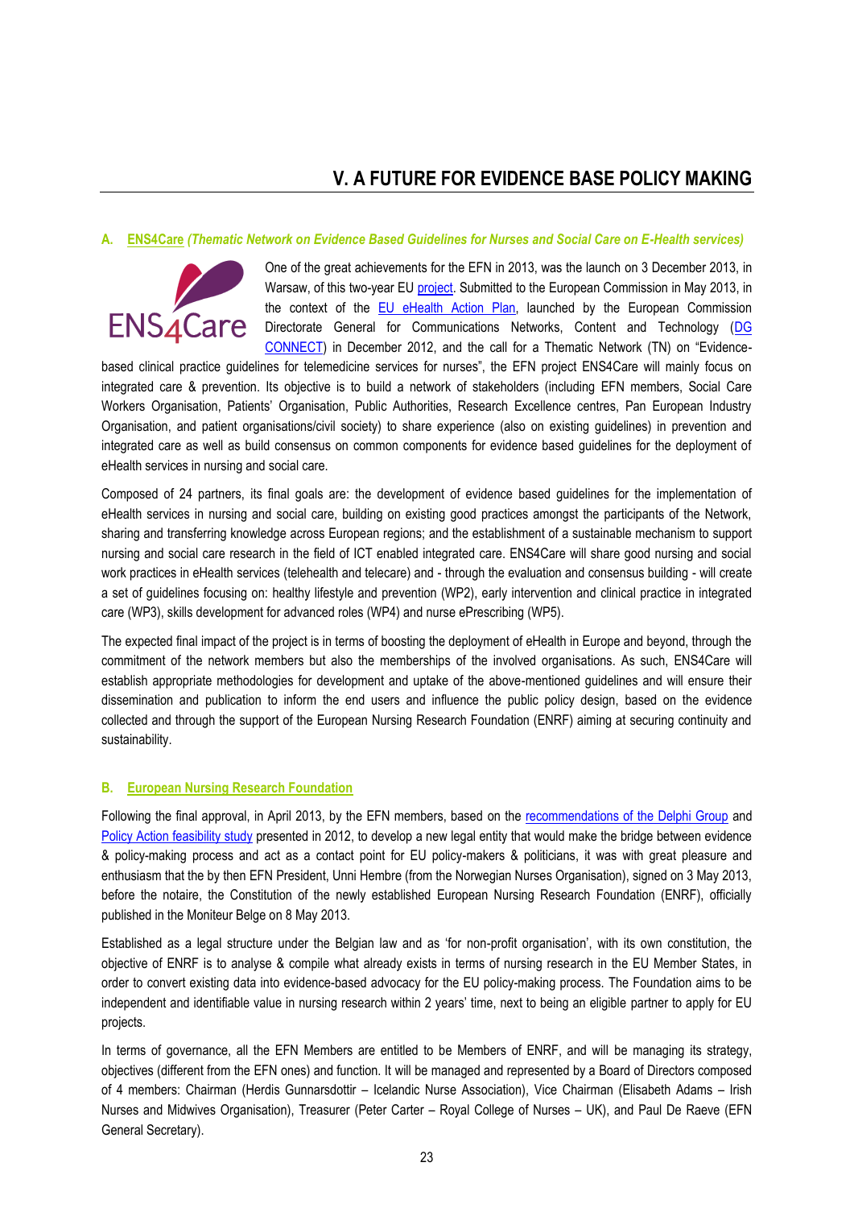# V. A FUTURE FOR EVIDENCE BASE POLICY MAKING

### A. ENS4Care *(Thematic Network on Evidence Based Guidelines for Nurses and Social Care on E-Health services)*

One of the great achievements for the EFN in 2013, was the launch on 3 December 2013, in Warsaw, of this two-year EU project. Submitted to the European Commission in May 2013, in the context of the EU eHealth Action Plan, launched by the European Commission Directorate General for Communications Networks, Content and Technology (DG CONNECT) in December 2012, and the call for a Thematic Network (TN) on "Evidence-based clinical practice guidelines for telemedicine services for nurses", the EFN project ENS4Care will mainly focus on integrated care & prevention. Its objective is to build a network of stakeholders (including EFN members, Social Care Workers Organisation, Patients' Organisation, Public Authorities, Research Excellence centres, Pan European Industry Organisation, and patient organisations/civil society) to share experience (also on existing guidelines) in prevention and integrated care as well as build consensus on common components for evidence based guidelines for the deployment of eHealth services in nursing and social care.

Composed of 24 partners, its final goals are: the development of evidence based guidelines for the implementation of eHealth services in nursing and social care, building on existing good practices amongst the participants of the Network, sharing and transferring knowledge across European regions; and the establishment of a sustainable mechanism to support nursing and social care research in the field of ICT enabled integrated care. ENS4Care will share good nursing and social work practices in eHealth services (telehealth and telecare) and - through the evaluation and consensus building - will create a set of guidelines focusing on: healthy lifestyle and prevention (WP2), early intervention and clinical practice in integrated care (WP3), skills development for advanced roles (WP4) and nurse ePrescribing (WP5).

The expected final impact of the project is in terms of boosting the deployment of eHealth in Europe and beyond, through the commitment of the network members but also the memberships of the involved organisations. As such, ENS4Care will establish appropriate methodologies for development and uptake of the above-mentioned guidelines and will ensure their dissemination and publication to inform the end users and influence the public policy design, based on the evidence collected and through the support of the European Nursing Research Foundation (ENRF) aiming at securing continuity and sustainability.

### B. European Nursing Research Foundation

Following the final approval, in April 2013, by the EFN members, based on the recommendations of the Delphi Group and Policy Action feasibility study presented in 2012, to develop a new legal entity that would make the bridge between evidence & policy-making process and act as a contact point for EU policy-makers & politicians, it was with great pleasure and enthusiasm that the by then EFN President, Unni Hembre (from the Norwegian Nurses Organisation), signed on 3 May 2013, before the notaire, the Constitution of the newly established European Nursing Research Foundation (ENRF), officially published in the Moniteur Belge on 8 May 2013.

Established as a legal structure under the Belgian law and as 'for non-profit organisation', with its own constitution, the objective of ENRF is to analyse & compile what already exists in terms of nursing research in the EU Member States, in order to convert existing data into evidence-based advocacy for the EU policy-making process. The Foundation aims to be independent and identifiable value in nursing research within 2 years' time, next to being an eligible partner to apply for EU projects.

In terms of governance, all the EFN Members are entitled to be Members of ENRF, and will be managing its strategy, objectives (different from the EFN ones) and function. It will be managed and represented by a Board of Directors composed of 4 members: Chairman (Herdis Gunnarsdottir – Icelandic Nurse Association), Vice Chairman (Elisabeth Adams – Irish Nurses and Midwives Organisation), Treasurer (Peter Carter – Royal College of Nurses – UK), and Paul De Raeve (EFN General Secretary).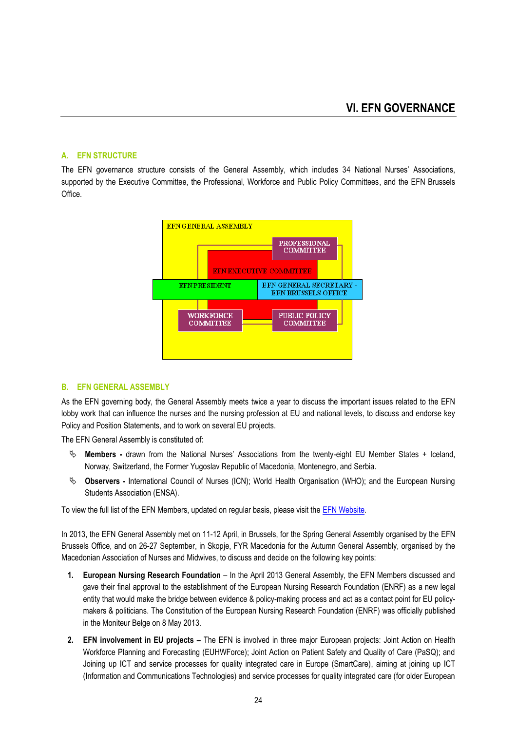# VI. EFN GOVERNANCE

## A. EFN STRUCTURE

The EFN governance structure consists of the General Assembly, which includes 34 National Nurses' Associations, supported by the Executive Committee, the Professional, Workforce and Public Policy Committees, and the EFN Brussels Office.

EFN GENERAL ASSEMBLY

PROFESSIONAL COMMITTEE

EFN EXECUTIVE COMMITTEE

EFN PRESIDENT

EFN GENERAL SECRETARY - EFN BRUSSELS OFFICE

WORKFORCE COMMITTEE

PUBLIC POLICY COMMITTEE

## B. EFN GENERAL ASSEMBLY

As the EFN governing body, the General Assembly meets twice a year to discuss the important issues related to the EFN lobby work that can influence the nurses and the nursing profession at EU and national levels, to discuss and endorse key Policy and Position Statements, and to work on several EU projects.

The EFN General Assembly is constituted of:

- **Members -** drawn from the National Nurses' Associations from the twenty-eight EU Member States + Iceland, Norway, Switzerland, the Former Yugoslav Republic of Macedonia, Montenegro, and Serbia.
- **Observers -** International Council of Nurses (ICN); World Health Organisation (WHO); and the European Nursing Students Association (ENSA).

To view the full list of the EFN Members, updated on regular basis, please visit the EFN Website.

In 2013, the EFN General Assembly met on 11-12 April, in Brussels, for the Spring General Assembly organised by the EFN Brussels Office, and on 26-27 September, in Skopje, FYR Macedonia for the Autumn General Assembly, organised by the Macedonian Association of Nurses and Midwives, to discuss and decide on the following key points:

1. **European Nursing Research Foundation** – In the April 2013 General Assembly, the EFN Members discussed and gave their final approval to the establishment of the European Nursing Research Foundation (ENRF) as a new legal entity that would make the bridge between evidence & policy-making process and act as a contact point for EU policy-makers & politicians. The Constitution of the European Nursing Research Foundation (ENRF) was officially published in the Moniteur Belge on 8 May 2013.
2. **EFN involvement in EU projects –** The EFN is involved in three major European projects: Joint Action on Health Workforce Planning and Forecasting (EUHWForce); Joint Action on Patient Safety and Quality of Care (PaSQ); and Joining up ICT and service processes for quality integrated care in Europe (SmartCare), aiming at joining up ICT (Information and Communications Technologies) and service processes for quality integrated care (for older European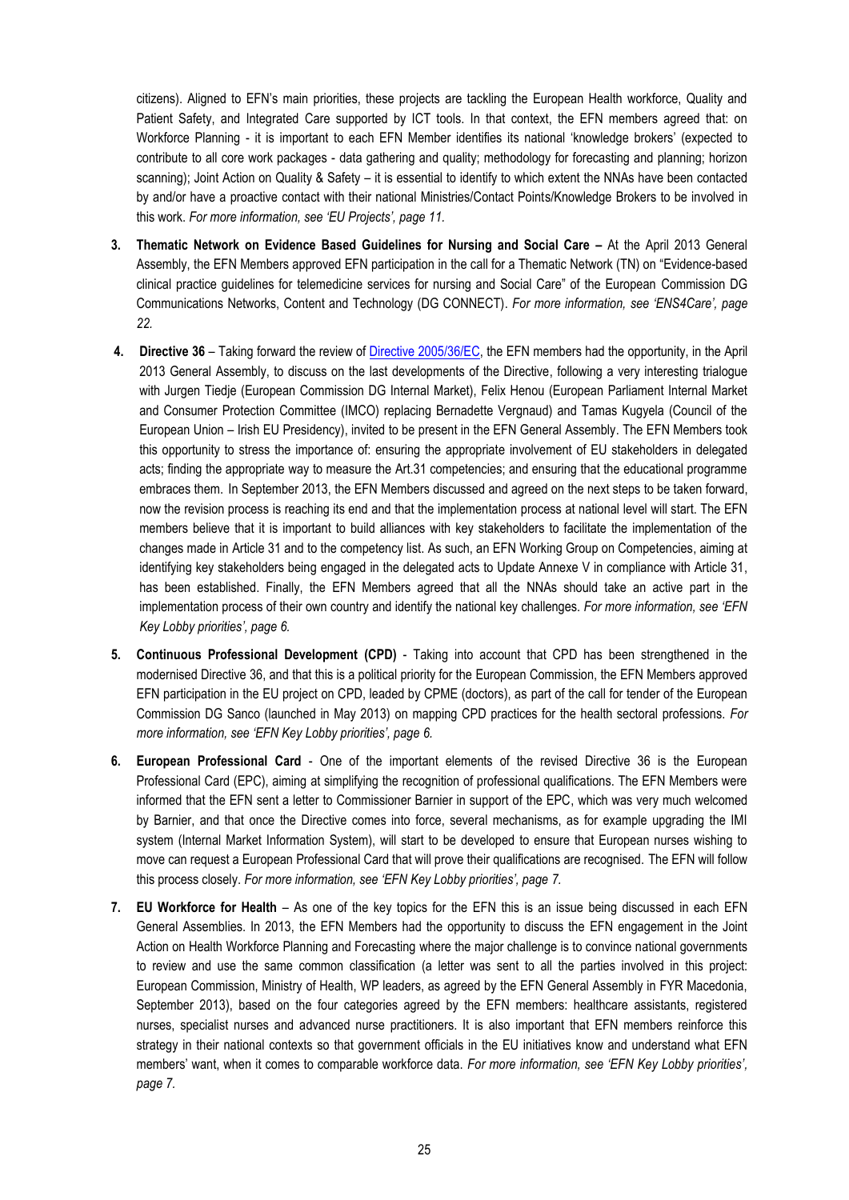citizens). Aligned to EFN's main priorities, these projects are tackling the European Health workforce, Quality and Patient Safety, and Integrated Care supported by ICT tools. In that context, the EFN members agreed that: on Workforce Planning - it is important to each EFN Member identifies its national 'knowledge brokers' (expected to contribute to all core work packages - data gathering and quality; methodology for forecasting and planning; horizon scanning); Joint Action on Quality & Safety – it is essential to identify to which extent the NNAs have been contacted by and/or have a proactive contact with their national Ministries/Contact Points/Knowledge Brokers to be involved in this work. *For more information, see 'EU Projects', page 11.*

3. **Thematic Network on Evidence Based Guidelines for Nursing and Social Care –** At the April 2013 General Assembly, the EFN Members approved EFN participation in the call for a Thematic Network (TN) on "Evidence-based clinical practice guidelines for telemedicine services for nursing and Social Care" of the European Commission DG Communications Networks, Content and Technology (DG CONNECT). *For more information, see 'ENS4Care', page 22.*

4. **Directive 36** – Taking forward the review of Directive 2005/36/EC, the EFN members had the opportunity, in the April 2013 General Assembly, to discuss on the last developments of the Directive, following a very interesting trialogue with Jurgen Tiedje (European Commission DG Internal Market), Felix Henou (European Parliament Internal Market and Consumer Protection Committee (IMCO) replacing Bernadette Vergnaud) and Tamas Kugyela (Council of the European Union – Irish EU Presidency), invited to be present in the EFN General Assembly. The EFN Members took this opportunity to stress the importance of: ensuring the appropriate involvement of EU stakeholders in delegated acts; finding the appropriate way to measure the Art.31 competencies; and ensuring that the educational programme embraces them. In September 2013, the EFN Members discussed and agreed on the next steps to be taken forward, now the revision process is reaching its end and that the implementation process at national level will start. The EFN members believe that it is important to build alliances with key stakeholders to facilitate the implementation of the changes made in Article 31 and to the competency list. As such, an EFN Working Group on Competencies, aiming at identifying key stakeholders being engaged in the delegated acts to Update Annexe V in compliance with Article 31, has been established. Finally, the EFN Members agreed that all the NNAs should take an active part in the implementation process of their own country and identify the national key challenges. *For more information, see 'EFN Key Lobby priorities', page 6.*

5. **Continuous Professional Development (CPD)** - Taking into account that CPD has been strengthened in the modernised Directive 36, and that this is a political priority for the European Commission, the EFN Members approved EFN participation in the EU project on CPD, leaded by CPME (doctors), as part of the call for tender of the European Commission DG Sanco (launched in May 2013) on mapping CPD practices for the health sectoral professions. *For more information, see 'EFN Key Lobby priorities', page 6.*

6. **European Professional Card** - One of the important elements of the revised Directive 36 is the European Professional Card (EPC), aiming at simplifying the recognition of professional qualifications. The EFN Members were informed that the EFN sent a letter to Commissioner Barnier in support of the EPC, which was very much welcomed by Barnier, and that once the Directive comes into force, several mechanisms, as for example upgrading the IMI system (Internal Market Information System), will start to be developed to ensure that European nurses wishing to move can request a European Professional Card that will prove their qualifications are recognised. The EFN will follow this process closely. *For more information, see 'EFN Key Lobby priorities', page 7.*

7. **EU Workforce for Health** – As one of the key topics for the EFN this is an issue being discussed in each EFN General Assemblies. In 2013, the EFN Members had the opportunity to discuss the EFN engagement in the Joint Action on Health Workforce Planning and Forecasting where the major challenge is to convince national governments to review and use the same common classification (a letter was sent to all the parties involved in this project: European Commission, Ministry of Health, WP leaders, as agreed by the EFN General Assembly in FYR Macedonia, September 2013), based on the four categories agreed by the EFN members: healthcare assistants, registered nurses, specialist nurses and advanced nurse practitioners. It is also important that EFN members reinforce this strategy in their national contexts so that government officials in the EU initiatives know and understand what EFN members' want, when it comes to comparable workforce data. *For more information, see 'EFN Key Lobby priorities', page 7.*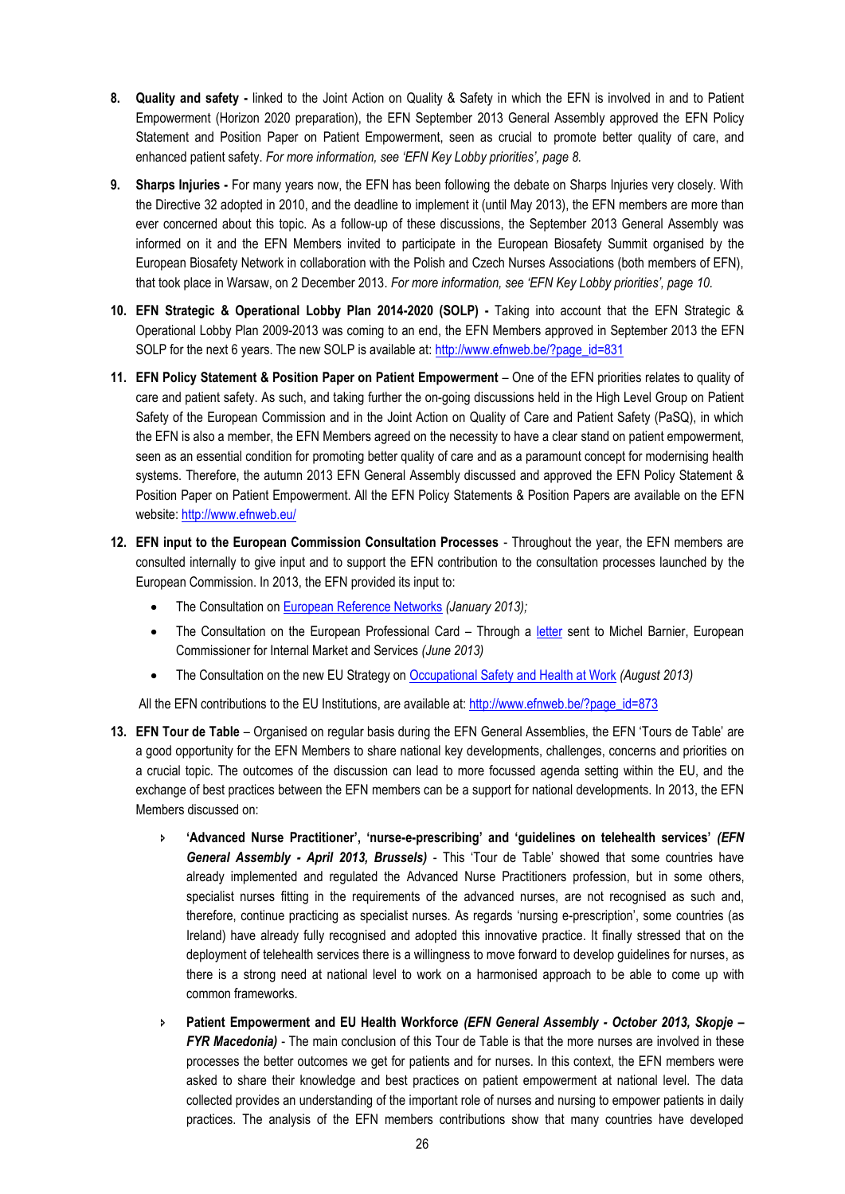8. **Quality and safety -** linked to the Joint Action on Quality & Safety in which the EFN is involved in and to Patient Empowerment (Horizon 2020 preparation), the EFN September 2013 General Assembly approved the EFN Policy Statement and Position Paper on Patient Empowerment, seen as crucial to promote better quality of care, and enhanced patient safety. *For more information, see 'EFN Key Lobby priorities', page 8.*

9. **Sharps Injuries -** For many years now, the EFN has been following the debate on Sharps Injuries very closely. With the Directive 32 adopted in 2010, and the deadline to implement it (until May 2013), the EFN members are more than ever concerned about this topic. As a follow-up of these discussions, the September 2013 General Assembly was informed on it and the EFN Members invited to participate in the European Biosafety Summit organised by the European Biosafety Network in collaboration with the Polish and Czech Nurses Associations (both members of EFN), that took place in Warsaw, on 2 December 2013. *For more information, see 'EFN Key Lobby priorities', page 10.*

10. **EFN Strategic & Operational Lobby Plan 2014-2020 (SOLP) -** Taking into account that the EFN Strategic & Operational Lobby Plan 2009-2013 was coming to an end, the EFN Members approved in September 2013 the EFN SOLP for the next 6 years. The new SOLP is available at: http://www.efnweb.be/?page_id=831

11. **EFN Policy Statement & Position Paper on Patient Empowerment** – One of the EFN priorities relates to quality of care and patient safety. As such, and taking further the on-going discussions held in the High Level Group on Patient Safety of the European Commission and in the Joint Action on Quality of Care and Patient Safety (PaSQ), in which the EFN is also a member, the EFN Members agreed on the necessity to have a clear stand on patient empowerment, seen as an essential condition for promoting better quality of care and as a paramount concept for modernising health systems. Therefore, the autumn 2013 EFN General Assembly discussed and approved the EFN Policy Statement & Position Paper on Patient Empowerment. All the EFN Policy Statements & Position Papers are available on the EFN website: http://www.efnweb.eu/

12. **EFN input to the European Commission Consultation Processes** - Throughout the year, the EFN members are consulted internally to give input and to support the EFN contribution to the consultation processes launched by the European Commission. In 2013, the EFN provided its input to:

    - The Consultation on European Reference Networks *(January 2013);*
    - The Consultation on the European Professional Card – Through a letter sent to Michel Barnier, European Commissioner for Internal Market and Services *(June 2013)*
    - The Consultation on the new EU Strategy on Occupational Safety and Health at Work *(August 2013)*

    All the EFN contributions to the EU Institutions, are available at: http://www.efnweb.be/?page_id=873

13. **EFN Tour de Table** – Organised on regular basis during the EFN General Assemblies, the EFN 'Tours de Table' are a good opportunity for the EFN Members to share national key developments, challenges, concerns and priorities on a crucial topic. The outcomes of the discussion can lead to more focussed agenda setting within the EU, and the exchange of best practices between the EFN members can be a support for national developments. In 2013, the EFN Members discussed on:

    - **'Advanced Nurse Practitioner', 'nurse-e-prescribing' and 'guidelines on telehealth services'** ***(EFN General Assembly - April 2013, Brussels)*** - This 'Tour de Table' showed that some countries have already implemented and regulated the Advanced Nurse Practitioners profession, but in some others, specialist nurses fitting in the requirements of the advanced nurses, are not recognised as such and, therefore, continue practicing as specialist nurses. As regards 'nursing e-prescription', some countries (as Ireland) have already fully recognised and adopted this innovative practice. It finally stressed that on the deployment of telehealth services there is a willingness to move forward to develop guidelines for nurses, as there is a strong need at national level to work on a harmonised approach to be able to come up with common frameworks.
    - **Patient Empowerment and EU Health Workforce** ***(EFN General Assembly - October 2013, Skopje – FYR Macedonia)*** - The main conclusion of this Tour de Table is that the more nurses are involved in these processes the better outcomes we get for patients and for nurses. In this context, the EFN members were asked to share their knowledge and best practices on patient empowerment at national level. The data collected provides an understanding of the important role of nurses and nursing to empower patients in daily practices. The analysis of the EFN members contributions show that many countries have developed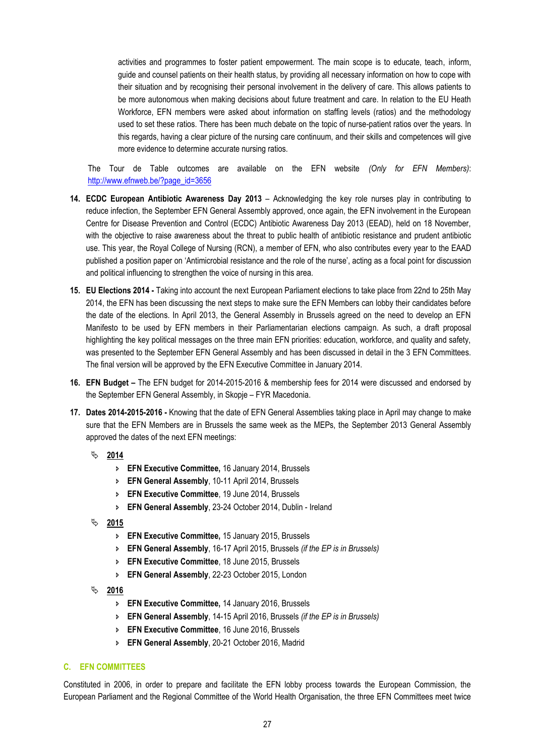activities and programmes to foster patient empowerment. The main scope is to educate, teach, inform, guide and counsel patients on their health status, by providing all necessary information on how to cope with their situation and by recognising their personal involvement in the delivery of care. This allows patients to be more autonomous when making decisions about future treatment and care. In relation to the EU Heath Workforce, EFN members were asked about information on staffing levels (ratios) and the methodology used to set these ratios. There has been much debate on the topic of nurse-patient ratios over the years. In this regards, having a clear picture of the nursing care continuum, and their skills and competences will give more evidence to determine accurate nursing ratios.

The Tour de Table outcomes are available on the EFN website *(Only for EFN Members)*: http://www.efnweb.be/?page_id=3656

14. **ECDC European Antibiotic Awareness Day 2013** – Acknowledging the key role nurses play in contributing to reduce infection, the September EFN General Assembly approved, once again, the EFN involvement in the European Centre for Disease Prevention and Control (ECDC) Antibiotic Awareness Day 2013 (EEAD), held on 18 November, with the objective to raise awareness about the threat to public health of antibiotic resistance and prudent antibiotic use. This year, the Royal College of Nursing (RCN), a member of EFN, who also contributes every year to the EAAD published a position paper on 'Antimicrobial resistance and the role of the nurse', acting as a focal point for discussion and political influencing to strengthen the voice of nursing in this area.

15. **EU Elections 2014 -** Taking into account the next European Parliament elections to take place from 22nd to 25th May 2014, the EFN has been discussing the next steps to make sure the EFN Members can lobby their candidates before the date of the elections. In April 2013, the General Assembly in Brussels agreed on the need to develop an EFN Manifesto to be used by EFN members in their Parliamentarian elections campaign. As such, a draft proposal highlighting the key political messages on the three main EFN priorities: education, workforce, and quality and safety, was presented to the September EFN General Assembly and has been discussed in detail in the 3 EFN Committees. The final version will be approved by the EFN Executive Committee in January 2014.

16. **EFN Budget –** The EFN budget for 2014-2015-2016 & membership fees for 2014 were discussed and endorsed by the September EFN General Assembly, in Skopje – FYR Macedonia.

17. **Dates 2014-2015-2016 -** Knowing that the date of EFN General Assemblies taking place in April may change to make sure that the EFN Members are in Brussels the same week as the MEPs, the September 2013 General Assembly approved the dates of the next EFN meetings:

- **2014**
  - **EFN Executive Committee,** 16 January 2014, Brussels
  - **EFN General Assembly**, 10-11 April 2014, Brussels
  - **EFN Executive Committee**, 19 June 2014, Brussels
  - **EFN General Assembly**, 23-24 October 2014, Dublin - Ireland
- **2015**
  - **EFN Executive Committee,** 15 January 2015, Brussels
  - **EFN General Assembly**, 16-17 April 2015, Brussels *(if the EP is in Brussels)*
  - **EFN Executive Committee**, 18 June 2015, Brussels
  - **EFN General Assembly**, 22-23 October 2015, London
- **2016**
  - **EFN Executive Committee,** 14 January 2016, Brussels
  - **EFN General Assembly**, 14-15 April 2016, Brussels *(if the EP is in Brussels)*
  - **EFN Executive Committee**, 16 June 2016, Brussels
  - **EFN General Assembly**, 20-21 October 2016, Madrid

## C. EFN COMMITTEES

Constituted in 2006, in order to prepare and facilitate the EFN lobby process towards the European Commission, the European Parliament and the Regional Committee of the World Health Organisation, the three EFN Committees meet twice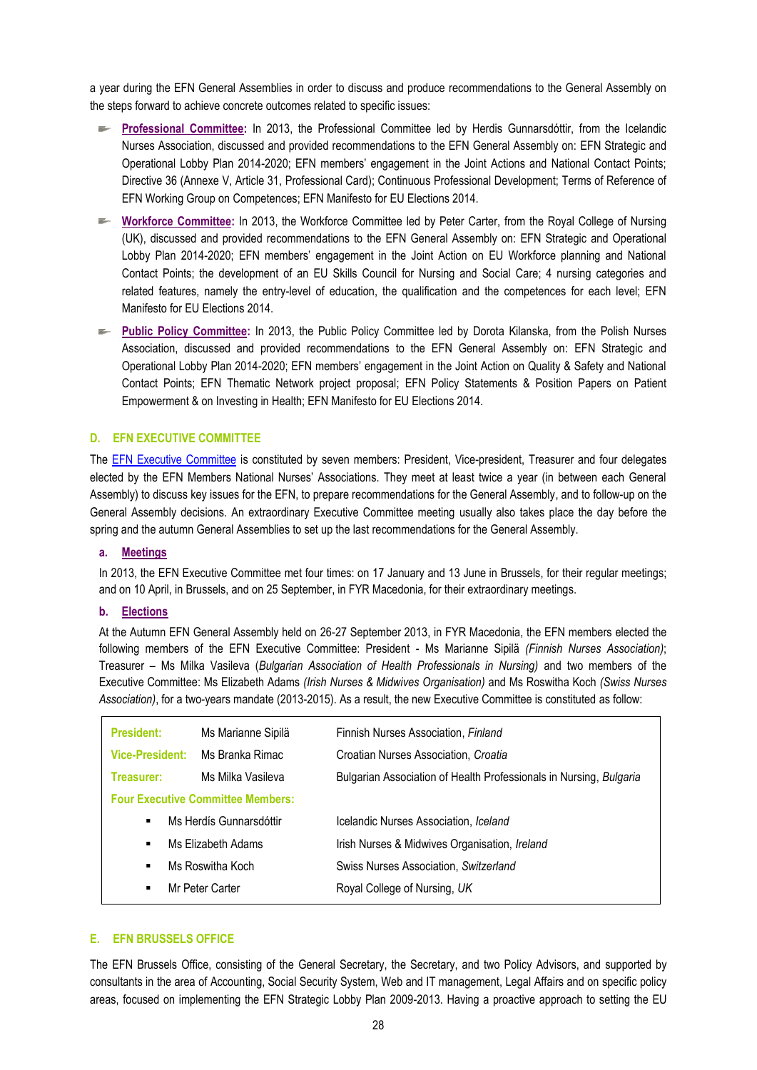a year during the EFN General Assemblies in order to discuss and produce recommendations to the General Assembly on the steps forward to achieve concrete outcomes related to specific issues:

- **Professional Committee:** In 2013, the Professional Committee led by Herdis Gunnarsdóttir, from the Icelandic Nurses Association, discussed and provided recommendations to the EFN General Assembly on: EFN Strategic and Operational Lobby Plan 2014-2020; EFN members' engagement in the Joint Actions and National Contact Points; Directive 36 (Annexe V, Article 31, Professional Card); Continuous Professional Development; Terms of Reference of EFN Working Group on Competences; EFN Manifesto for EU Elections 2014.
- **Workforce Committee:** In 2013, the Workforce Committee led by Peter Carter, from the Royal College of Nursing (UK), discussed and provided recommendations to the EFN General Assembly on: EFN Strategic and Operational Lobby Plan 2014-2020; EFN members' engagement in the Joint Action on EU Workforce planning and National Contact Points; the development of an EU Skills Council for Nursing and Social Care; 4 nursing categories and related features, namely the entry-level of education, the qualification and the competences for each level; EFN Manifesto for EU Elections 2014.
- **Public Policy Committee:** In 2013, the Public Policy Committee led by Dorota Kilanska, from the Polish Nurses Association, discussed and provided recommendations to the EFN General Assembly on: EFN Strategic and Operational Lobby Plan 2014-2020; EFN members' engagement in the Joint Action on Quality & Safety and National Contact Points; EFN Thematic Network project proposal; EFN Policy Statements & Position Papers on Patient Empowerment & on Investing in Health; EFN Manifesto for EU Elections 2014.

## D. EFN EXECUTIVE COMMITTEE

The EFN Executive Committee is constituted by seven members: President, Vice-president, Treasurer and four delegates elected by the EFN Members National Nurses' Associations. They meet at least twice a year (in between each General Assembly) to discuss key issues for the EFN, to prepare recommendations for the General Assembly, and to follow-up on the General Assembly decisions. An extraordinary Executive Committee meeting usually also takes place the day before the spring and the autumn General Assemblies to set up the last recommendations for the General Assembly.

### a. Meetings

In 2013, the EFN Executive Committee met four times: on 17 January and 13 June in Brussels, for their regular meetings; and on 10 April, in Brussels, and on 25 September, in FYR Macedonia, for their extraordinary meetings.

### b. Elections

At the Autumn EFN General Assembly held on 26-27 September 2013, in FYR Macedonia, the EFN members elected the following members of the EFN Executive Committee: President - Ms Marianne Sipilä *(Finnish Nurses Association)*; Treasurer – Ms Milka Vasileva (*Bulgarian Association of Health Professionals in Nursing)* and two members of the Executive Committee: Ms Elizabeth Adams *(Irish Nurses & Midwives Organisation)* and Ms Roswitha Koch *(Swiss Nurses Association)*, for a two-years mandate (2013-2015). As a result, the new Executive Committee is constituted as follow:

| | | |
|---|---|---|
| **President:** | Ms Marianne Sipilä | Finnish Nurses Association, *Finland* |
| **Vice-President:** | Ms Branka Rimac | Croatian Nurses Association, *Croatia* |
| **Treasurer:** | Ms Milka Vasileva | Bulgarian Association of Health Professionals in Nursing, *Bulgaria* |
| **Four Executive Committee Members:** | | |
| ▪ | Ms Herdís Gunnarsdóttir | Icelandic Nurses Association, *Iceland* |
| ▪ | Ms Elizabeth Adams | Irish Nurses & Midwives Organisation, *Ireland* |
| ▪ | Ms Roswitha Koch | Swiss Nurses Association, *Switzerland* |
| ▪ | Mr Peter Carter | Royal College of Nursing, *UK* |

## E. EFN BRUSSELS OFFICE

The EFN Brussels Office, consisting of the General Secretary, the Secretary, and two Policy Advisors, and supported by consultants in the area of Accounting, Social Security System, Web and IT management, Legal Affairs and on specific policy areas, focused on implementing the EFN Strategic Lobby Plan 2009-2013. Having a proactive approach to setting the EU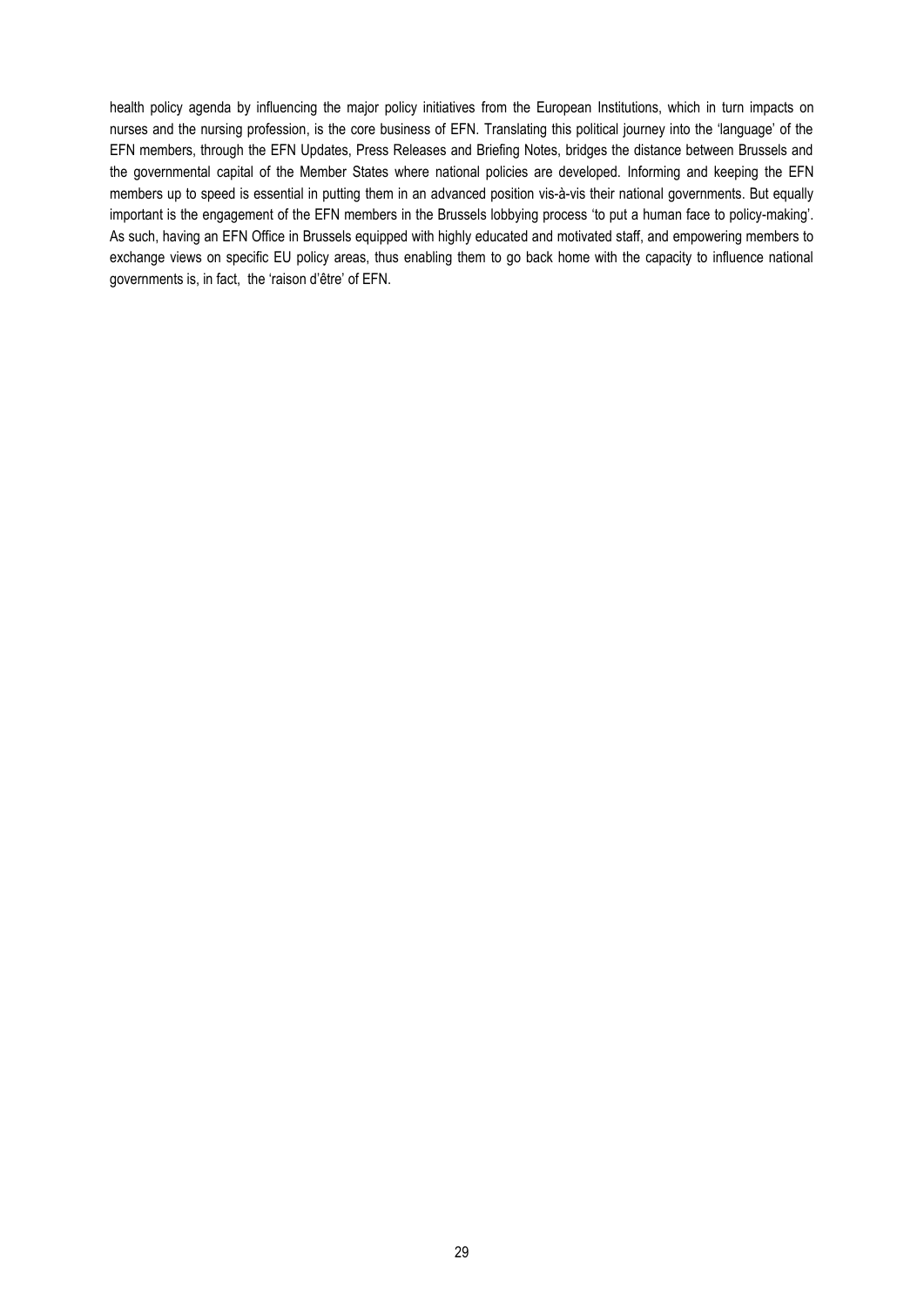health policy agenda by influencing the major policy initiatives from the European Institutions, which in turn impacts on nurses and the nursing profession, is the core business of EFN. Translating this political journey into the 'language' of the EFN members, through the EFN Updates, Press Releases and Briefing Notes, bridges the distance between Brussels and the governmental capital of the Member States where national policies are developed. Informing and keeping the EFN members up to speed is essential in putting them in an advanced position vis-à-vis their national governments. But equally important is the engagement of the EFN members in the Brussels lobbying process 'to put a human face to policy-making'. As such, having an EFN Office in Brussels equipped with highly educated and motivated staff, and empowering members to exchange views on specific EU policy areas, thus enabling them to go back home with the capacity to influence national governments is, in fact, the 'raison d'être' of EFN.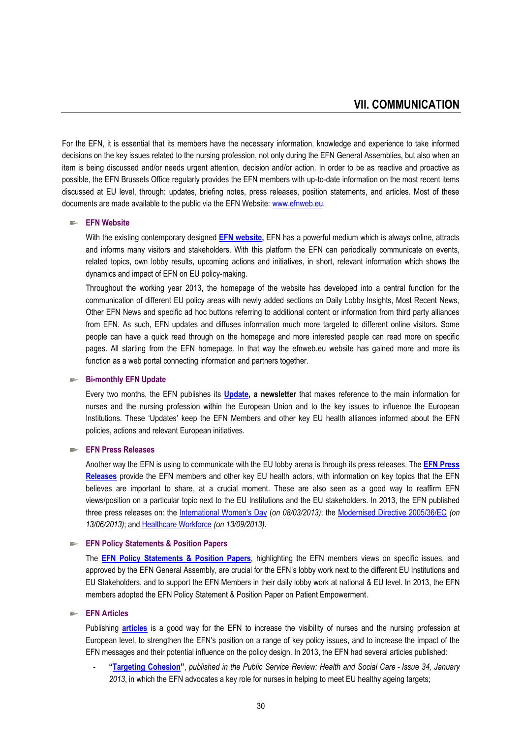# VII. COMMUNICATION

For the EFN, it is essential that its members have the necessary information, knowledge and experience to take informed decisions on the key issues related to the nursing profession, not only during the EFN General Assemblies, but also when an item is being discussed and/or needs urgent attention, decision and/or action. In order to be as reactive and proactive as possible, the EFN Brussels Office regularly provides the EFN members with up-to-date information on the most recent items discussed at EU level, through: updates, briefing notes, press releases, position statements, and articles. Most of these documents are made available to the public via the EFN Website: www.efnweb.eu.

### EFN Website

With the existing contemporary designed **EFN website,** EFN has a powerful medium which is always online, attracts and informs many visitors and stakeholders. With this platform the EFN can periodically communicate on events, related topics, own lobby results, upcoming actions and initiatives, in short, relevant information which shows the dynamics and impact of EFN on EU policy-making.

Throughout the working year 2013, the homepage of the website has developed into a central function for the communication of different EU policy areas with newly added sections on Daily Lobby Insights, Most Recent News, Other EFN News and specific ad hoc buttons referring to additional content or information from third party alliances from EFN. As such, EFN updates and diffuses information much more targeted to different online visitors. Some people can have a quick read through on the homepage and more interested people can read more on specific pages. All starting from the EFN homepage. In that way the efnweb.eu website has gained more and more its function as a web portal connecting information and partners together.

### Bi-monthly EFN Update

Every two months, the EFN publishes its **Update, a newsletter** that makes reference to the main information for nurses and the nursing profession within the European Union and to the key issues to influence the European Institutions. These 'Updates' keep the EFN Members and other key EU health alliances informed about the EFN policies, actions and relevant European initiatives.

### EFN Press Releases

Another way the EFN is using to communicate with the EU lobby arena is through its press releases. The **EFN Press Releases** provide the EFN members and other key EU health actors, with information on key topics that the EFN believes are important to share, at a crucial moment. These are also seen as a good way to reaffirm EFN views/position on a particular topic next to the EU Institutions and the EU stakeholders. In 2013, the EFN published three press releases on: the International Women's Day (*on 08/03/2013)*; the Modernised Directive 2005/36/EC *(on 13/06/2013)*; and Healthcare Workforce *(on 13/09/2013)*.

### EFN Policy Statements & Position Papers

The **EFN Policy Statements & Position Papers**, highlighting the EFN members views on specific issues, and approved by the EFN General Assembly, are crucial for the EFN's lobby work next to the different EU Institutions and EU Stakeholders, and to support the EFN Members in their daily lobby work at national & EU level. In 2013, the EFN members adopted the EFN Policy Statement & Position Paper on Patient Empowerment.

### EFN Articles

Publishing **articles** is a good way for the EFN to increase the visibility of nurses and the nursing profession at European level, to strengthen the EFN's position on a range of key policy issues, and to increase the impact of the EFN messages and their potential influence on the policy design. In 2013, the EFN had several articles published:

- **"Targeting Cohesion"**, *published in the Public Service Review: Health and Social Care - Issue 34, January 2013*, in which the EFN advocates a key role for nurses in helping to meet EU healthy ageing targets;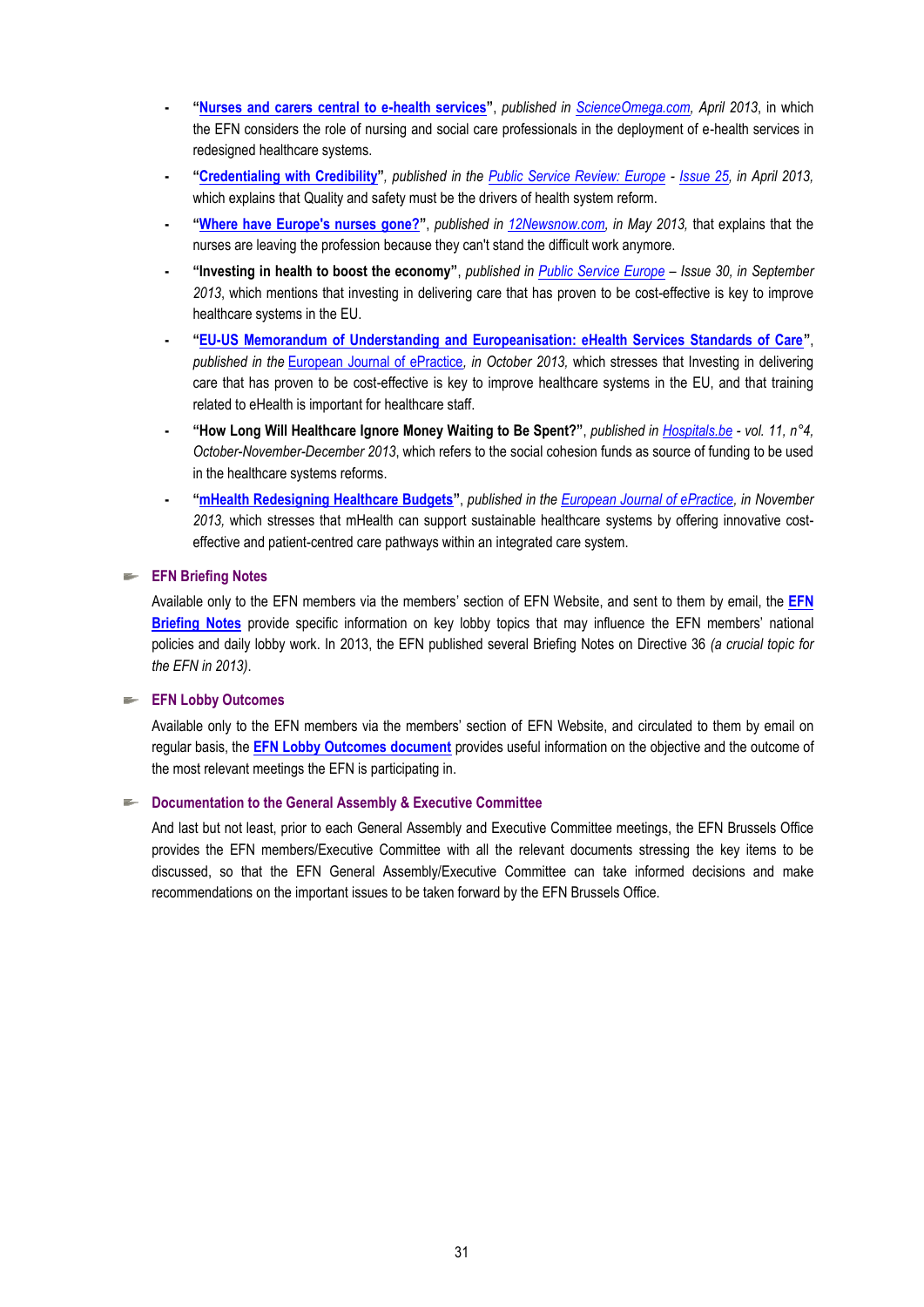- **"Nurses and carers central to e-health services"**, *published in ScienceOmega.com, April 2013*, in which the EFN considers the role of nursing and social care professionals in the deployment of e-health services in redesigned healthcare systems.
- **"Credentialing with Credibility"**, *published in the Public Service Review: Europe - Issue 25, in April 2013,* which explains that Quality and safety must be the drivers of health system reform.
- **"Where have Europe's nurses gone?"**, *published in 12Newsnow.com, in May 2013,* that explains that the nurses are leaving the profession because they can't stand the difficult work anymore.
- **"Investing in health to boost the economy"**, *published in Public Service Europe – Issue 30, in September 2013*, which mentions that investing in delivering care that has proven to be cost-effective is key to improve healthcare systems in the EU.
- **"EU-US Memorandum of Understanding and Europeanisation: eHealth Services Standards of Care"**, *published in the European Journal of ePractice, in October 2013,* which stresses that Investing in delivering care that has proven to be cost-effective is key to improve healthcare systems in the EU, and that training related to eHealth is important for healthcare staff.
- **"How Long Will Healthcare Ignore Money Waiting to Be Spent?"**, *published in Hospitals.be - vol. 11, n°4, October-November-December 2013*, which refers to the social cohesion funds as source of funding to be used in the healthcare systems reforms.
- **"mHealth Redesigning Healthcare Budgets"**, *published in the European Journal of ePractice, in November 2013,* which stresses that mHealth can support sustainable healthcare systems by offering innovative cost-effective and patient-centred care pathways within an integrated care system.

### EFN Briefing Notes

Available only to the EFN members via the members' section of EFN Website, and sent to them by email, the **EFN Briefing Notes** provide specific information on key lobby topics that may influence the EFN members' national policies and daily lobby work. In 2013, the EFN published several Briefing Notes on Directive 36 *(a crucial topic for the EFN in 2013)*.

### EFN Lobby Outcomes

Available only to the EFN members via the members' section of EFN Website, and circulated to them by email on regular basis, the **EFN Lobby Outcomes document** provides useful information on the objective and the outcome of the most relevant meetings the EFN is participating in.

### Documentation to the General Assembly & Executive Committee

And last but not least, prior to each General Assembly and Executive Committee meetings, the EFN Brussels Office provides the EFN members/Executive Committee with all the relevant documents stressing the key items to be discussed, so that the EFN General Assembly/Executive Committee can take informed decisions and make recommendations on the important issues to be taken forward by the EFN Brussels Office.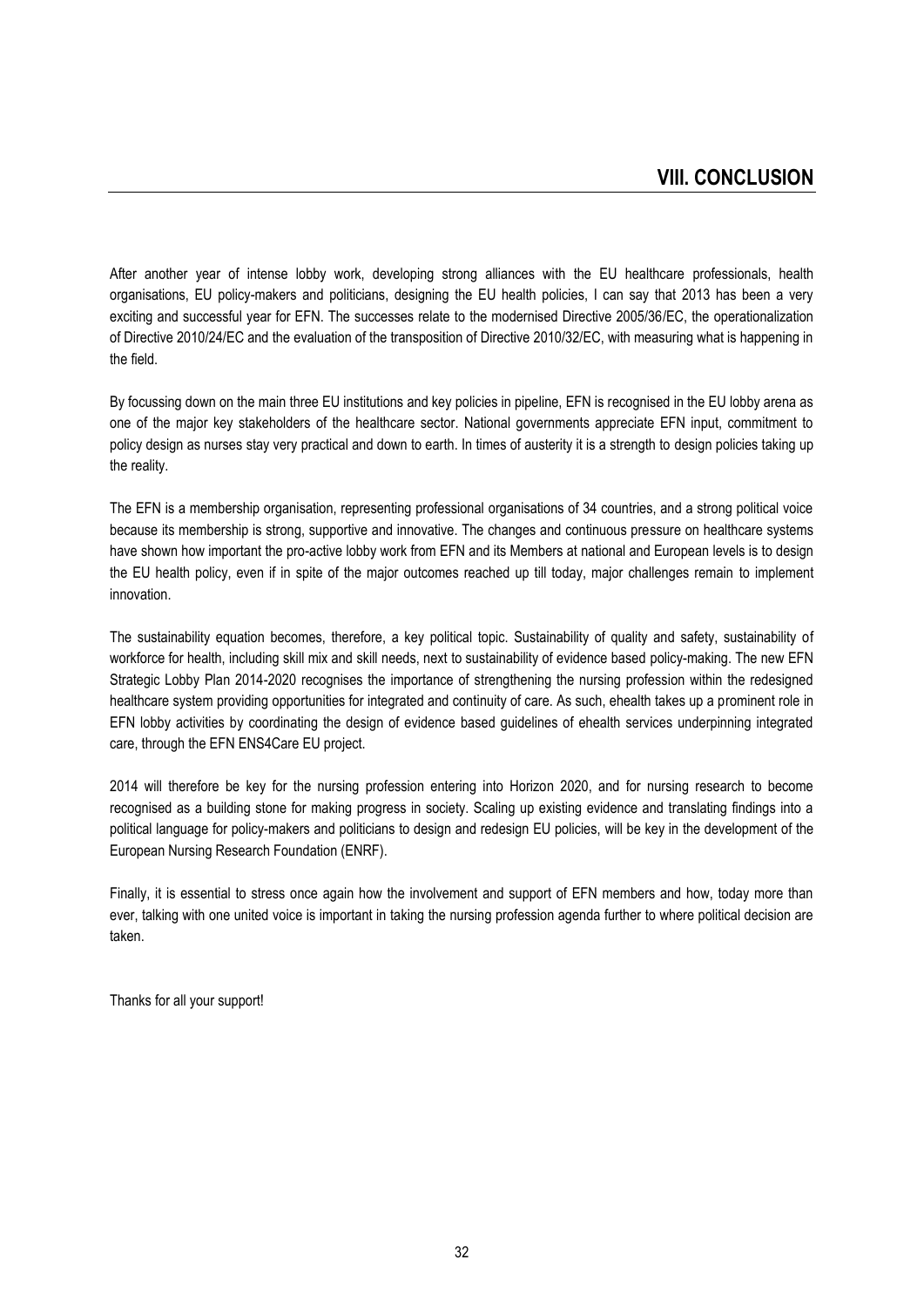# VIII. CONCLUSION

After another year of intense lobby work, developing strong alliances with the EU healthcare professionals, health organisations, EU policy-makers and politicians, designing the EU health policies, I can say that 2013 has been a very exciting and successful year for EFN. The successes relate to the modernised Directive 2005/36/EC, the operationalization of Directive 2010/24/EC and the evaluation of the transposition of Directive 2010/32/EC, with measuring what is happening in the field.

By focussing down on the main three EU institutions and key policies in pipeline, EFN is recognised in the EU lobby arena as one of the major key stakeholders of the healthcare sector. National governments appreciate EFN input, commitment to policy design as nurses stay very practical and down to earth. In times of austerity it is a strength to design policies taking up the reality.

The EFN is a membership organisation, representing professional organisations of 34 countries, and a strong political voice because its membership is strong, supportive and innovative. The changes and continuous pressure on healthcare systems have shown how important the pro-active lobby work from EFN and its Members at national and European levels is to design the EU health policy, even if in spite of the major outcomes reached up till today, major challenges remain to implement innovation.

The sustainability equation becomes, therefore, a key political topic. Sustainability of quality and safety, sustainability of workforce for health, including skill mix and skill needs, next to sustainability of evidence based policy-making. The new EFN Strategic Lobby Plan 2014-2020 recognises the importance of strengthening the nursing profession within the redesigned healthcare system providing opportunities for integrated and continuity of care. As such, ehealth takes up a prominent role in EFN lobby activities by coordinating the design of evidence based guidelines of ehealth services underpinning integrated care, through the EFN ENS4Care EU project.

2014 will therefore be key for the nursing profession entering into Horizon 2020, and for nursing research to become recognised as a building stone for making progress in society. Scaling up existing evidence and translating findings into a political language for policy-makers and politicians to design and redesign EU policies, will be key in the development of the European Nursing Research Foundation (ENRF).

Finally, it is essential to stress once again how the involvement and support of EFN members and how, today more than ever, talking with one united voice is important in taking the nursing profession agenda further to where political decision are taken.

Thanks for all your support!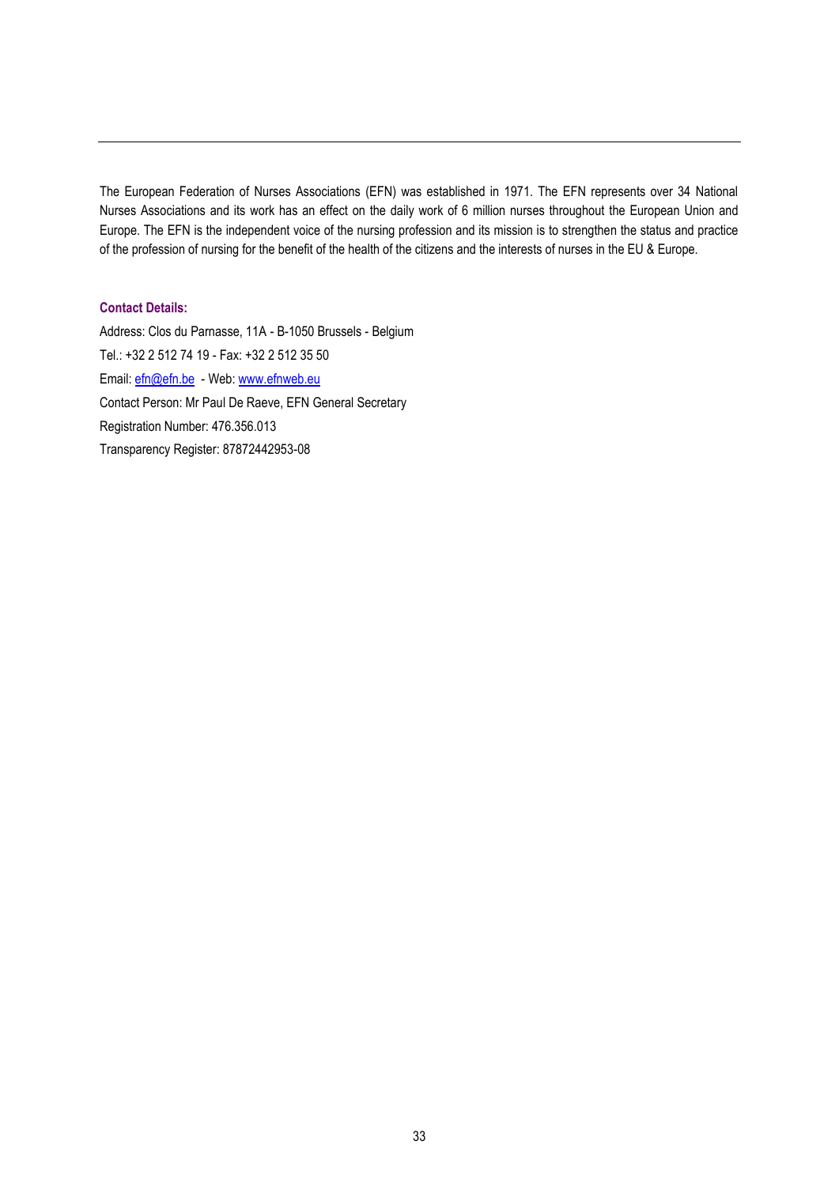The European Federation of Nurses Associations (EFN) was established in 1971. The EFN represents over 34 National Nurses Associations and its work has an effect on the daily work of 6 million nurses throughout the European Union and Europe. The EFN is the independent voice of the nursing profession and its mission is to strengthen the status and practice of the profession of nursing for the benefit of the health of the citizens and the interests of nurses in the EU & Europe.

**Contact Details:**

Address: Clos du Parnasse, 11A - B-1050 Brussels - Belgium

Tel.: +32 2 512 74 19 - Fax: +32 2 512 35 50

Email: efn@efn.be - Web: www.efnweb.eu

Contact Person: Mr Paul De Raeve, EFN General Secretary

Registration Number: 476.356.013

Transparency Register: 87872442953-08